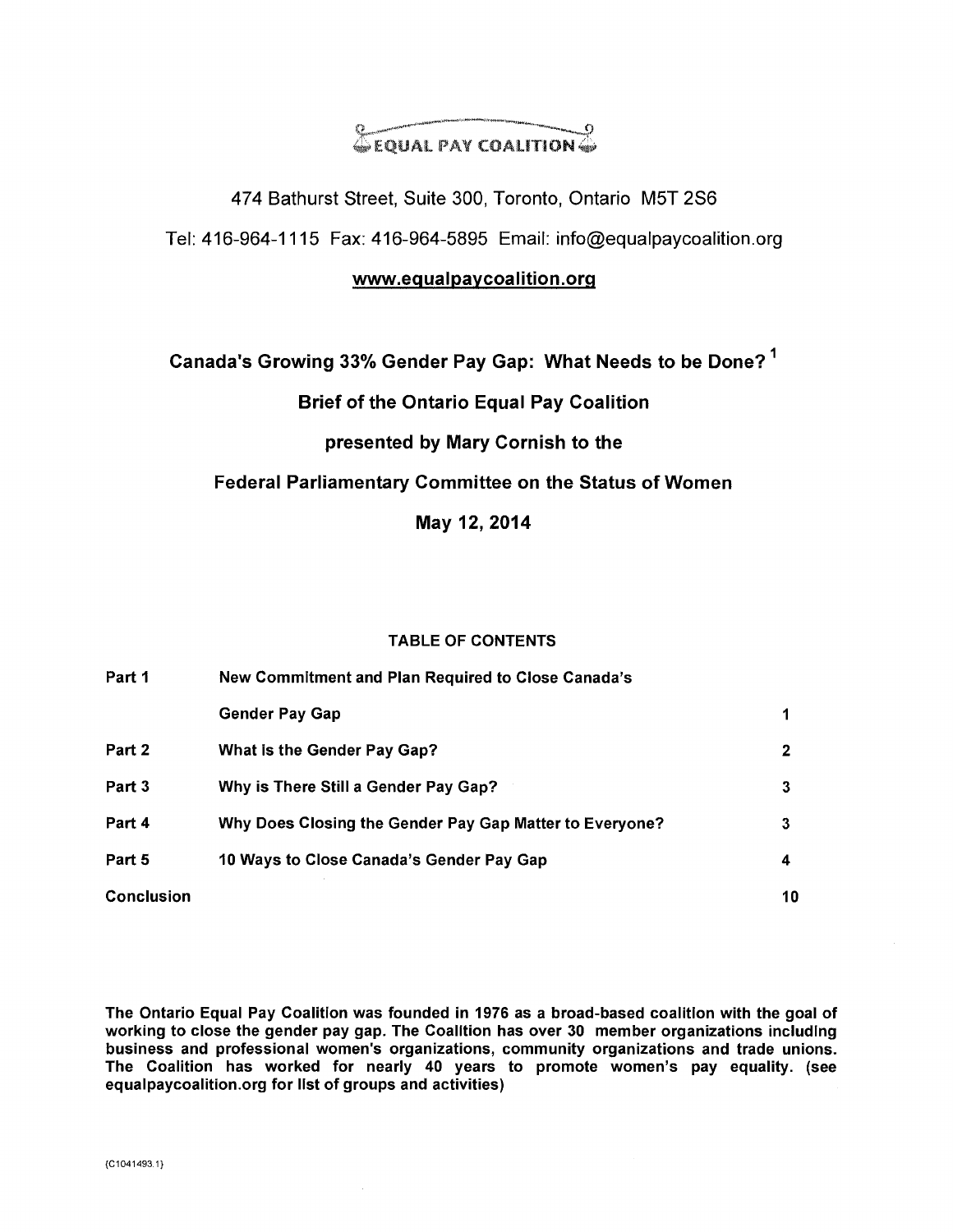EQUAL PAY COALITION

474 Bathurst Street, Suite 300, Toronto, Ontario M5T 2S6

Tel: 416-964-1115 Fax: 416-964-5895 Email: info@equalpaycoalition.org

www.equalpaycoalition.org

# Canada's Growing 33% Gender Pay Gap: What Needs to be Done? [1]

## Brief of the Ontario Equal Pay Coalition

## presented by Mary Cornish to the

## Federal Parliamentary Committee on the Status of Women

## May 12, 2014

**TABLE OF CONTENTS**

| | | |
|---|---|---|
| **Part 1** | **New Commitment and Plan Required to Close Canada's Gender Pay Gap** | **1** |
| **Part 2** | **What is the Gender Pay Gap?** | **2** |
| **Part 3** | **Why is There Still a Gender Pay Gap?** | **3** |
| **Part 4** | **Why Does Closing the Gender Pay Gap Matter to Everyone?** | **3** |
| **Part 5** | **10 Ways to Close Canada's Gender Pay Gap** | **4** |
| **Conclusion** | | **10** |

**The Ontario Equal Pay Coalition was founded in 1976 as a broad-based coalition with the goal of working to close the gender pay gap. The Coalition has over 30 member organizations including business and professional women's organizations, community organizations and trade unions. The Coalition has worked for nearly 40 years to promote women's pay equality. (see equalpaycoalition.org for list of groups and activities)**

{C1041493.1}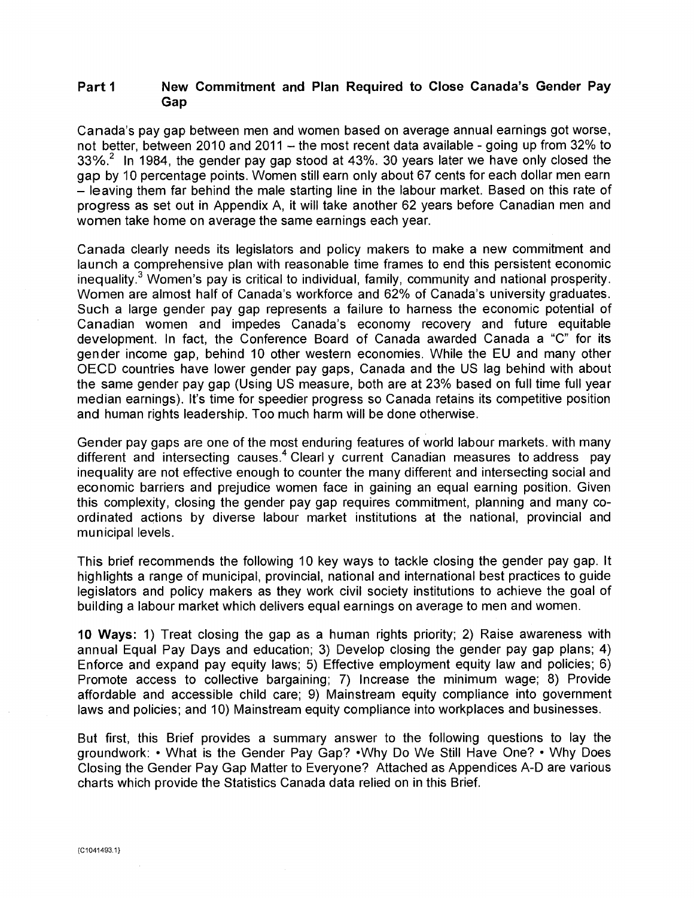## Part 1 New Commitment and Plan Required to Close Canada's Gender Pay Gap

Canada's pay gap between men and women based on average annual earnings got worse, not better, between 2010 and 2011 – the most recent data available - going up from 32% to 33%.[2] In 1984, the gender pay gap stood at 43%. 30 years later we have only closed the gap by 10 percentage points. Women still earn only about 67 cents for each dollar men earn – leaving them far behind the male starting line in the labour market. Based on this rate of progress as set out in Appendix A, it will take another 62 years before Canadian men and women take home on average the same earnings each year.

Canada clearly needs its legislators and policy makers to make a new commitment and launch a comprehensive plan with reasonable time frames to end this persistent economic inequality.[3] Women's pay is critical to individual, family, community and national prosperity. Women are almost half of Canada's workforce and 62% of Canada's university graduates. Such a large gender pay gap represents a failure to harness the economic potential of Canadian women and impedes Canada's economy recovery and future equitable development. In fact, the Conference Board of Canada awarded Canada a "C" for its gender income gap, behind 10 other western economies. While the EU and many other OECD countries have lower gender pay gaps, Canada and the US lag behind with about the same gender pay gap (Using US measure, both are at 23% based on full time full year median earnings). It's time for speedier progress so Canada retains its competitive position and human rights leadership. Too much harm will be done otherwise.

Gender pay gaps are one of the most enduring features of world labour markets. with many different and intersecting causes.[4] Clearl y current Canadian measures to address pay inequality are not effective enough to counter the many different and intersecting social and economic barriers and prejudice women face in gaining an equal earning position. Given this complexity, closing the gender pay gap requires commitment, planning and many co-ordinated actions by diverse labour market institutions at the national, provincial and municipal levels.

This brief recommends the following 10 key ways to tackle closing the gender pay gap. It highlights a range of municipal, provincial, national and international best practices to guide legislators and policy makers as they work civil society institutions to achieve the goal of building a labour market which delivers equal earnings on average to men and women.

**10 Ways:** 1) Treat closing the gap as a human rights priority; 2) Raise awareness with annual Equal Pay Days and education; 3) Develop closing the gender pay gap plans; 4) Enforce and expand pay equity laws; 5) Effective employment equity law and policies; 6) Promote access to collective bargaining; 7) Increase the minimum wage; 8) Provide affordable and accessible child care; 9) Mainstream equity compliance into government laws and policies; and 10) Mainstream equity compliance into workplaces and businesses.

But first, this Brief provides a summary answer to the following questions to lay the groundwork: • What is the Gender Pay Gap? •Why Do We Still Have One? • Why Does Closing the Gender Pay Gap Matter to Everyone? Attached as Appendices A-D are various charts which provide the Statistics Canada data relied on in this Brief.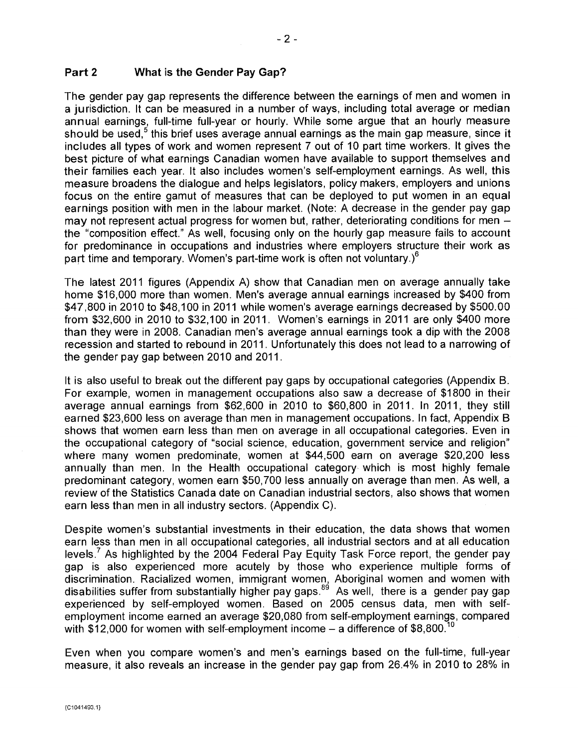## Part 2 What is the Gender Pay Gap?

The gender pay gap represents the difference between the earnings of men and women in a jurisdiction. It can be measured in a number of ways, including total average or median annual earnings, full-time full-year or hourly. While some argue that an hourly measure should be used,[5] this brief uses average annual earnings as the main gap measure, since it includes all types of work and women represent 7 out of 10 part time workers. It gives the best picture of what earnings Canadian women have available to support themselves and their families each year. It also includes women's self-employment earnings. As well, this measure broadens the dialogue and helps legislators, policy makers, employers and unions focus on the entire gamut of measures that can be deployed to put women in an equal earnings position with men in the labour market. (Note: A decrease in the gender pay gap may not represent actual progress for women but, rather, deteriorating conditions for men – the "composition effect." As well, focusing only on the hourly gap measure fails to account for predominance in occupations and industries where employers structure their work as part time and temporary. Women's part-time work is often not voluntary.)[6]

The latest 2011 figures (Appendix A) show that Canadian men on average annually take home $16,000 more than women. Men's average annual earnings increased by $400 from $47,800 in 2010 to $48,100 in 2011 while women's average earnings decreased by $500.00 from $32,600 in 2010 to $32,100 in 2011. Women's earnings in 2011 are only $400 more than they were in 2008. Canadian men's average annual earnings took a dip with the 2008 recession and started to rebound in 2011. Unfortunately this does not lead to a narrowing of the gender pay gap between 2010 and 2011.

It is also useful to break out the different pay gaps by occupational categories (Appendix B. For example, women in management occupations also saw a decrease of $1800 in their average annual earnings from $62,600 in 2010 to $60,800 in 2011. In 2011, they still earned $23,600 less on average than men in management occupations. In fact, Appendix B shows that women earn less than men on average in all occupational categories. Even in the occupational category of "social science, education, government service and religion" where many women predominate, women at $44,500 earn on average $20,200 less annually than men. In the Health occupational category which is most highly female predominant category, women earn $50,700 less annually on average than men. As well, a review of the Statistics Canada date on Canadian industrial sectors, also shows that women earn less than men in all industry sectors. (Appendix C).

Despite women's substantial investments in their education, the data shows that women earn less than men in all occupational categories, all industrial sectors and at all education levels.[7] As highlighted by the 2004 Federal Pay Equity Task Force report, the gender pay gap is also experienced more acutely by those who experience multiple forms of discrimination. Racialized women, immigrant women, Aboriginal women and women with disabilities suffer from substantially higher pay gaps.[8][9] As well, there is a gender pay gap experienced by self-employed women. Based on 2005 census data, men with self-employment income earned an average $20,080 from self-employment earnings, compared with $12,000 for women with self-employment income – a difference of $8,800.[10]

Even when you compare women's and men's earnings based on the full-time, full-year measure, it also reveals an increase in the gender pay gap from 26.4% in 2010 to 28% in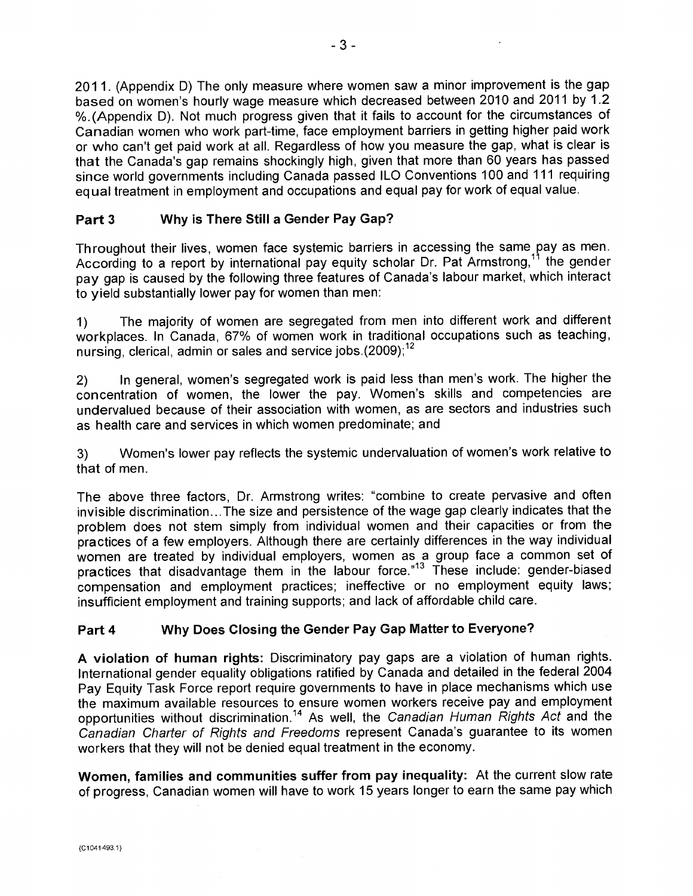2011. (Appendix D) The only measure where women saw a minor improvement is the gap based on women's hourly wage measure which decreased between 2010 and 2011 by 1.2 %.(Appendix D). Not much progress given that it fails to account for the circumstances of Canadian women who work part-time, face employment barriers in getting higher paid work or who can't get paid work at all. Regardless of how you measure the gap, what is clear is that the Canada's gap remains shockingly high, given that more than 60 years has passed since world governments including Canada passed ILO Conventions 100 and 111 requiring equal treatment in employment and occupations and equal pay for work of equal value.

## Part 3 Why is There Still a Gender Pay Gap?

Throughout their lives, women face systemic barriers in accessing the same pay as men. According to a report by international pay equity scholar Dr. Pat Armstrong,[11] the gender pay gap is caused by the following three features of Canada's labour market, which interact to yield substantially lower pay for women than men:

1) The majority of women are segregated from men into different work and different workplaces. In Canada, 67% of women work in traditional occupations such as teaching, nursing, clerical, admin or sales and service jobs.(2009);[12]

2) In general, women's segregated work is paid less than men's work. The higher the concentration of women, the lower the pay. Women's skills and competencies are undervalued because of their association with women, as are sectors and industries such as health care and services in which women predominate; and

3) Women's lower pay reflects the systemic undervaluation of women's work relative to that of men.

The above three factors, Dr. Armstrong writes: "combine to create pervasive and often invisible discrimination...The size and persistence of the wage gap clearly indicates that the problem does not stem simply from individual women and their capacities or from the practices of a few employers. Although there are certainly differences in the way individual women are treated by individual employers, women as a group face a common set of practices that disadvantage them in the labour force."[13] These include: gender-biased compensation and employment practices; ineffective or no employment equity laws; insufficient employment and training supports; and lack of affordable child care.

## Part 4 Why Does Closing the Gender Pay Gap Matter to Everyone?

**A violation of human rights:** Discriminatory pay gaps are a violation of human rights. International gender equality obligations ratified by Canada and detailed in the federal 2004 Pay Equity Task Force report require governments to have in place mechanisms which use the maximum available resources to ensure women workers receive pay and employment opportunities without discrimination.[14] As well, the *Canadian Human Rights Act* and the *Canadian Charter of Rights and Freedoms* represent Canada's guarantee to its women workers that they will not be denied equal treatment in the economy.

**Women, families and communities suffer from pay inequality:** At the current slow rate of progress, Canadian women will have to work 15 years longer to earn the same pay which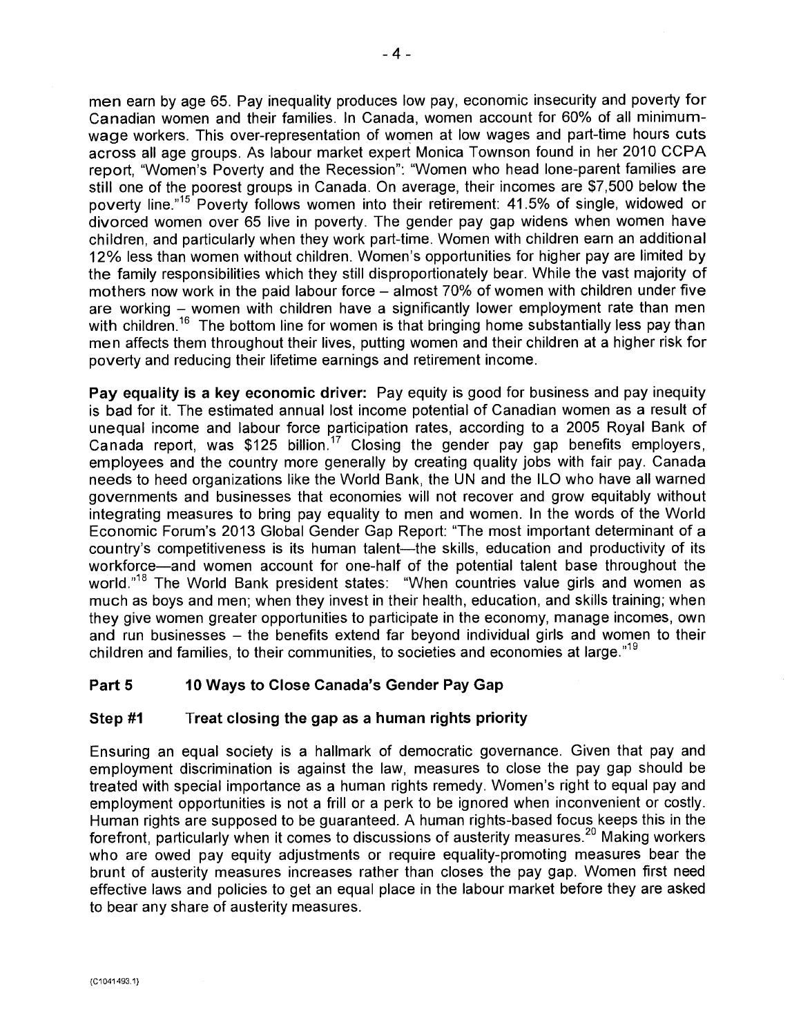men earn by age 65. Pay inequality produces low pay, economic insecurity and poverty for Canadian women and their families. In Canada, women account for 60% of all minimum-wage workers. This over-representation of women at low wages and part-time hours cuts across all age groups. As labour market expert Monica Townson found in her 2010 CCPA report, "Women's Poverty and the Recession": "Women who head lone-parent families are still one of the poorest groups in Canada. On average, their incomes are $7,500 below the poverty line."[15] Poverty follows women into their retirement: 41.5% of single, widowed or divorced women over 65 live in poverty. The gender pay gap widens when women have children, and particularly when they work part-time. Women with children earn an additional 12% less than women without children. Women's opportunities for higher pay are limited by the family responsibilities which they still disproportionately bear. While the vast majority of mothers now work in the paid labour force – almost 70% of women with children under five are working – women with children have a significantly lower employment rate than men with children.[16] The bottom line for women is that bringing home substantially less pay than men affects them throughout their lives, putting women and their children at a higher risk for poverty and reducing their lifetime earnings and retirement income.

**Pay equality is a key economic driver:** Pay equity is good for business and pay inequity is bad for it. The estimated annual lost income potential of Canadian women as a result of unequal income and labour force participation rates, according to a 2005 Royal Bank of Canada report, was $125 billion.[17] Closing the gender pay gap benefits employers, employees and the country more generally by creating quality jobs with fair pay. Canada needs to heed organizations like the World Bank, the UN and the ILO who have all warned governments and businesses that economies will not recover and grow equitably without integrating measures to bring pay equality to men and women. In the words of the World Economic Forum's 2013 Global Gender Gap Report: "The most important determinant of a country's competitiveness is its human talent—the skills, education and productivity of its workforce—and women account for one-half of the potential talent base throughout the world."[18] The World Bank president states: "When countries value girls and women as much as boys and men; when they invest in their health, education, and skills training; when they give women greater opportunities to participate in the economy, manage incomes, own and run businesses – the benefits extend far beyond individual girls and women to their children and families, to their communities, to societies and economies at large."[19]

## Part 5 10 Ways to Close Canada's Gender Pay Gap

### Step #1 Treat closing the gap as a human rights priority

Ensuring an equal society is a hallmark of democratic governance. Given that pay and employment discrimination is against the law, measures to close the pay gap should be treated with special importance as a human rights remedy. Women's right to equal pay and employment opportunities is not a frill or a perk to be ignored when inconvenient or costly. Human rights are supposed to be guaranteed. A human rights-based focus keeps this in the forefront, particularly when it comes to discussions of austerity measures.[20] Making workers who are owed pay equity adjustments or require equality-promoting measures bear the brunt of austerity measures increases rather than closes the pay gap. Women first need effective laws and policies to get an equal place in the labour market before they are asked to bear any share of austerity measures.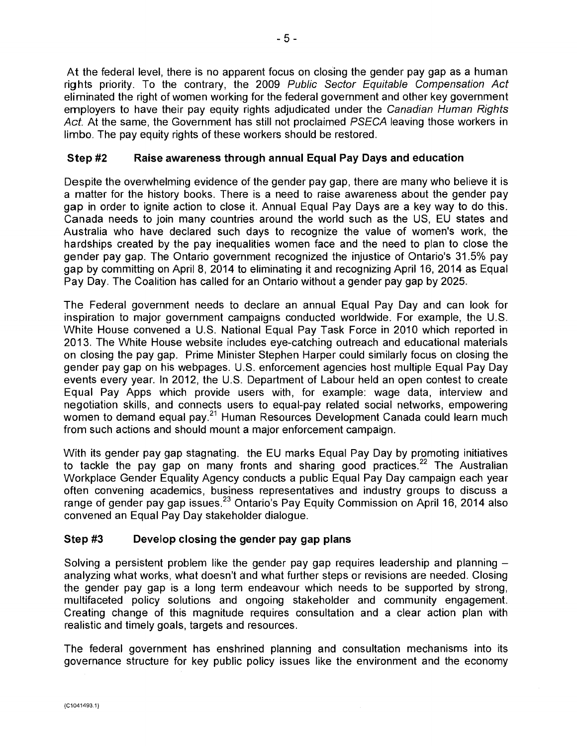At the federal level, there is no apparent focus on closing the gender pay gap as a human rights priority. To the contrary, the 2009 *Public Sector Equitable Compensation Act* eliminated the right of women working for the federal government and other key government employers to have their pay equity rights adjudicated under the *Canadian Human Rights Act*. At the same, the Government has still not proclaimed *PSECA* leaving those workers in limbo. The pay equity rights of these workers should be restored.

### Step #2 Raise awareness through annual Equal Pay Days and education

Despite the overwhelming evidence of the gender pay gap, there are many who believe it is a matter for the history books. There is a need to raise awareness about the gender pay gap in order to ignite action to close it. Annual Equal Pay Days are a key way to do this. Canada needs to join many countries around the world such as the US, EU states and Australia who have declared such days to recognize the value of women's work, the hardships created by the pay inequalities women face and the need to plan to close the gender pay gap. The Ontario government recognized the injustice of Ontario's 31.5% pay gap by committing on April 8, 2014 to eliminating it and recognizing April 16, 2014 as Equal Pay Day. The Coalition has called for an Ontario without a gender pay gap by 2025.

The Federal government needs to declare an annual Equal Pay Day and can look for inspiration to major government campaigns conducted worldwide. For example, the U.S. White House convened a U.S. National Equal Pay Task Force in 2010 which reported in 2013. The White House website includes eye-catching outreach and educational materials on closing the pay gap. Prime Minister Stephen Harper could similarly focus on closing the gender pay gap on his webpages. U.S. enforcement agencies host multiple Equal Pay Day events every year. In 2012, the U.S. Department of Labour held an open contest to create Equal Pay Apps which provide users with, for example: wage data, interview and negotiation skills, and connects users to equal-pay related social networks, empowering women to demand equal pay.[21] Human Resources Development Canada could learn much from such actions and should mount a major enforcement campaign.

With its gender pay gap stagnating. the EU marks Equal Pay Day by promoting initiatives to tackle the pay gap on many fronts and sharing good practices.[22] The Australian Workplace Gender Equality Agency conducts a public Equal Pay Day campaign each year often convening academics, business representatives and industry groups to discuss a range of gender pay gap issues.[23] Ontario's Pay Equity Commission on April 16, 2014 also convened an Equal Pay Day stakeholder dialogue.

### Step #3 Develop closing the gender pay gap plans

Solving a persistent problem like the gender pay gap requires leadership and planning – analyzing what works, what doesn't and what further steps or revisions are needed. Closing the gender pay gap is a long term endeavour which needs to be supported by strong, multifaceted policy solutions and ongoing stakeholder and community engagement. Creating change of this magnitude requires consultation and a clear action plan with realistic and timely goals, targets and resources.

The federal government has enshrined planning and consultation mechanisms into its governance structure for key public policy issues like the environment and the economy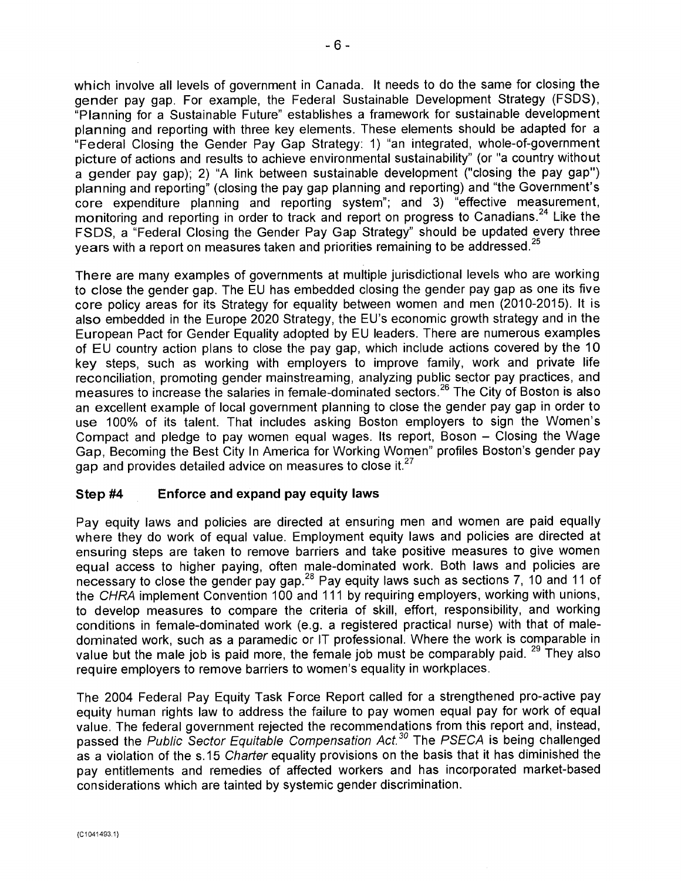which involve all levels of government in Canada. It needs to do the same for closing the gender pay gap. For example, the Federal Sustainable Development Strategy (FSDS), "Planning for a Sustainable Future" establishes a framework for sustainable development planning and reporting with three key elements. These elements should be adapted for a "Federal Closing the Gender Pay Gap Strategy: 1) "an integrated, whole-of-government picture of actions and results to achieve environmental sustainability" (or "a country without a gender pay gap); 2) "A link between sustainable development ("closing the pay gap") planning and reporting" (closing the pay gap planning and reporting) and "the Government's core expenditure planning and reporting system"; and 3) "effective measurement, monitoring and reporting in order to track and report on progress to Canadians.[24] Like the FSDS, a "Federal Closing the Gender Pay Gap Strategy" should be updated every three years with a report on measures taken and priorities remaining to be addressed.[25]

There are many examples of governments at multiple jurisdictional levels who are working to close the gender gap. The EU has embedded closing the gender pay gap as one its five core policy areas for its Strategy for equality between women and men (2010-2015). It is also embedded in the Europe 2020 Strategy, the EU's economic growth strategy and in the European Pact for Gender Equality adopted by EU leaders. There are numerous examples of EU country action plans to close the pay gap, which include actions covered by the 10 key steps, such as working with employers to improve family, work and private life reconciliation, promoting gender mainstreaming, analyzing public sector pay practices, and measures to increase the salaries in female-dominated sectors.[26] The City of Boston is also an excellent example of local government planning to close the gender pay gap in order to use 100% of its talent. That includes asking Boston employers to sign the Women's Compact and pledge to pay women equal wages. Its report, Boson – Closing the Wage Gap, Becoming the Best City In America for Working Women" profiles Boston's gender pay gap and provides detailed advice on measures to close it.[27]

### Step #4 Enforce and expand pay equity laws

Pay equity laws and policies are directed at ensuring men and women are paid equally where they do work of equal value. Employment equity laws and policies are directed at ensuring steps are taken to remove barriers and take positive measures to give women equal access to higher paying, often male-dominated work. Both laws and policies are necessary to close the gender pay gap.[28] Pay equity laws such as sections 7, 10 and 11 of the *CHRA* implement Convention 100 and 111 by requiring employers, working with unions, to develop measures to compare the criteria of skill, effort, responsibility, and working conditions in female-dominated work (e.g. a registered practical nurse) with that of male-dominated work, such as a paramedic or IT professional. Where the work is comparable in value but the male job is paid more, the female job must be comparably paid.[29] They also require employers to remove barriers to women's equality in workplaces.

The 2004 Federal Pay Equity Task Force Report called for a strengthened pro-active pay equity human rights law to address the failure to pay women equal pay for work of equal value. The federal government rejected the recommendations from this report and, instead, passed the *Public Sector Equitable Compensation Act.*[30] The *PSECA* is being challenged as a violation of the s.15 *Charter* equality provisions on the basis that it has diminished the pay entitlements and remedies of affected workers and has incorporated market-based considerations which are tainted by systemic gender discrimination.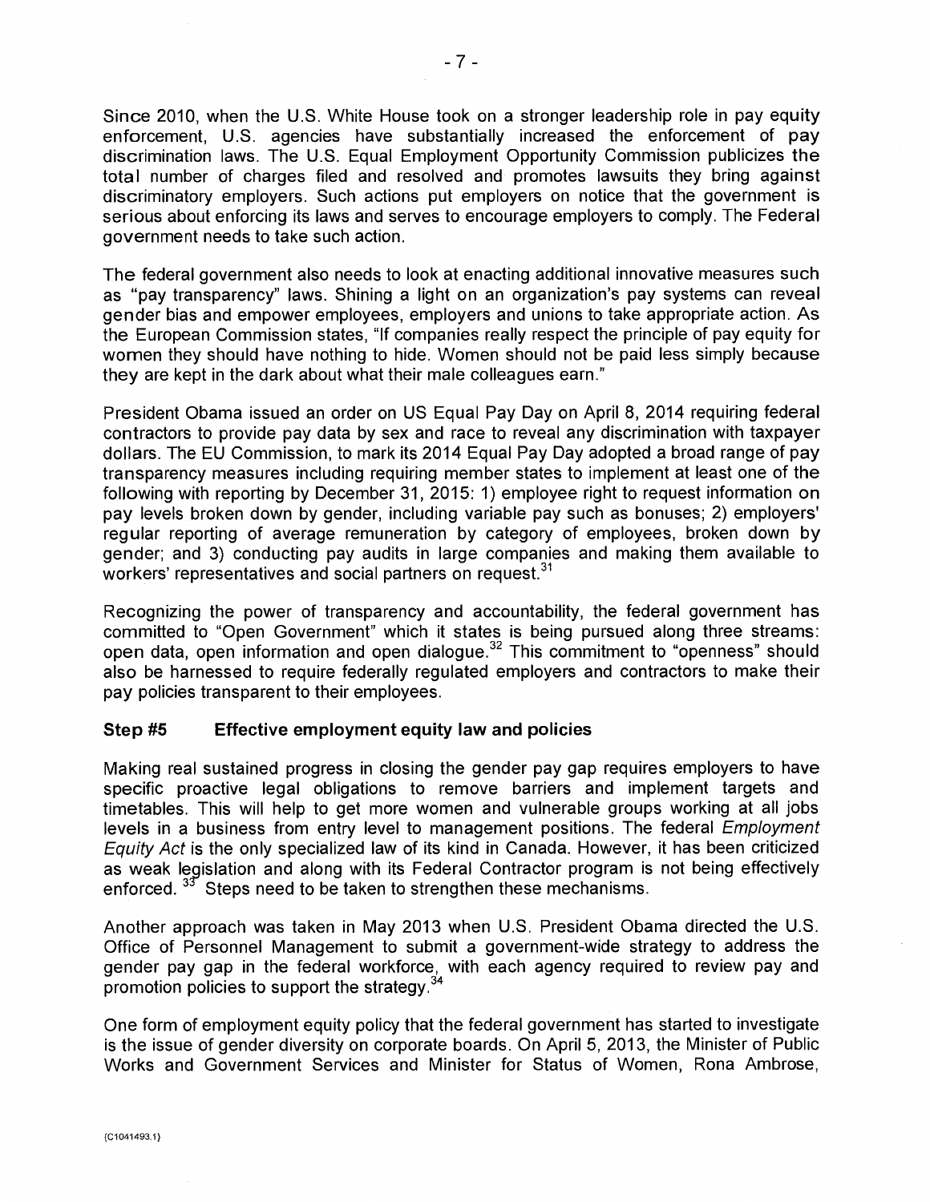Since 2010, when the U.S. White House took on a stronger leadership role in pay equity enforcement, U.S. agencies have substantially increased the enforcement of pay discrimination laws. The U.S. Equal Employment Opportunity Commission publicizes the total number of charges filed and resolved and promotes lawsuits they bring against discriminatory employers. Such actions put employers on notice that the government is serious about enforcing its laws and serves to encourage employers to comply. The Federal government needs to take such action.

The federal government also needs to look at enacting additional innovative measures such as "pay transparency" laws. Shining a light on an organization's pay systems can reveal gender bias and empower employees, employers and unions to take appropriate action. As the European Commission states, "If companies really respect the principle of pay equity for women they should have nothing to hide. Women should not be paid less simply because they are kept in the dark about what their male colleagues earn."

President Obama issued an order on US Equal Pay Day on April 8, 2014 requiring federal contractors to provide pay data by sex and race to reveal any discrimination with taxpayer dollars. The EU Commission, to mark its 2014 Equal Pay Day adopted a broad range of pay transparency measures including requiring member states to implement at least one of the following with reporting by December 31, 2015: 1) employee right to request information on pay levels broken down by gender, including variable pay such as bonuses; 2) employers' regular reporting of average remuneration by category of employees, broken down by gender; and 3) conducting pay audits in large companies and making them available to workers' representatives and social partners on request.[31]

Recognizing the power of transparency and accountability, the federal government has committed to "Open Government" which it states is being pursued along three streams: open data, open information and open dialogue.[32] This commitment to "openness" should also be harnessed to require federally regulated employers and contractors to make their pay policies transparent to their employees.

### Step #5 Effective employment equity law and policies

Making real sustained progress in closing the gender pay gap requires employers to have specific proactive legal obligations to remove barriers and implement targets and timetables. This will help to get more women and vulnerable groups working at all jobs levels in a business from entry level to management positions. The federal *Employment Equity Act* is the only specialized law of its kind in Canada. However, it has been criticized as weak legislation and along with its Federal Contractor program is not being effectively enforced.[33] Steps need to be taken to strengthen these mechanisms.

Another approach was taken in May 2013 when U.S. President Obama directed the U.S. Office of Personnel Management to submit a government-wide strategy to address the gender pay gap in the federal workforce, with each agency required to review pay and promotion policies to support the strategy.[34]

One form of employment equity policy that the federal government has started to investigate is the issue of gender diversity on corporate boards. On April 5, 2013, the Minister of Public Works and Government Services and Minister for Status of Women, Rona Ambrose,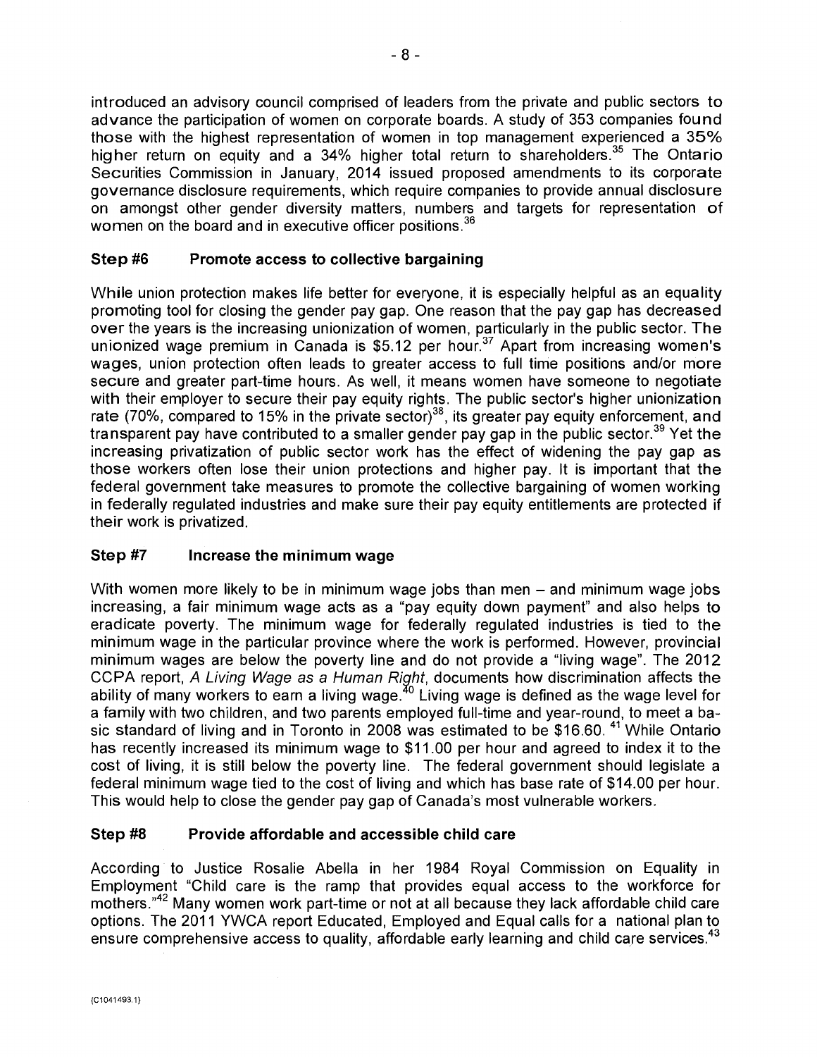introduced an advisory council comprised of leaders from the private and public sectors to advance the participation of women on corporate boards. A study of 353 companies found those with the highest representation of women in top management experienced a 35% higher return on equity and a 34% higher total return to shareholders.[35] The Ontario Securities Commission in January, 2014 issued proposed amendments to its corporate governance disclosure requirements, which require companies to provide annual disclosure on amongst other gender diversity matters, numbers and targets for representation of women on the board and in executive officer positions.[36]

### Step #6 Promote access to collective bargaining

While union protection makes life better for everyone, it is especially helpful as an equality promoting tool for closing the gender pay gap. One reason that the pay gap has decreased over the years is the increasing unionization of women, particularly in the public sector. The unionized wage premium in Canada is $5.12 per hour.[37] Apart from increasing women's wages, union protection often leads to greater access to full time positions and/or more secure and greater part-time hours. As well, it means women have someone to negotiate with their employer to secure their pay equity rights. The public sector's higher unionization rate (70%, compared to 15% in the private sector)[38], its greater pay equity enforcement, and transparent pay have contributed to a smaller gender pay gap in the public sector.[39] Yet the increasing privatization of public sector work has the effect of widening the pay gap as those workers often lose their union protections and higher pay. It is important that the federal government take measures to promote the collective bargaining of women working in federally regulated industries and make sure their pay equity entitlements are protected if their work is privatized.

### Step #7 Increase the minimum wage

With women more likely to be in minimum wage jobs than men – and minimum wage jobs increasing, a fair minimum wage acts as a "pay equity down payment" and also helps to eradicate poverty. The minimum wage for federally regulated industries is tied to the minimum wage in the particular province where the work is performed. However, provincial minimum wages are below the poverty line and do not provide a "living wage". The 2012 CCPA report, *A Living Wage as a Human Right*, documents how discrimination affects the ability of many workers to earn a living wage.[40] Living wage is defined as the wage level for a family with two children, and two parents employed full-time and year-round, to meet a basic standard of living and in Toronto in 2008 was estimated to be $16.60. [41] While Ontario has recently increased its minimum wage to $11.00 per hour and agreed to index it to the cost of living, it is still below the poverty line. The federal government should legislate a federal minimum wage tied to the cost of living and which has base rate of $14.00 per hour. This would help to close the gender pay gap of Canada's most vulnerable workers.

### Step #8 Provide affordable and accessible child care

According to Justice Rosalie Abella in her 1984 Royal Commission on Equality in Employment "Child care is the ramp that provides equal access to the workforce for mothers."[42] Many women work part-time or not at all because they lack affordable child care options. The 2011 YWCA report Educated, Employed and Equal calls for a national plan to ensure comprehensive access to quality, affordable early learning and child care services.[43]

{C1041493.1}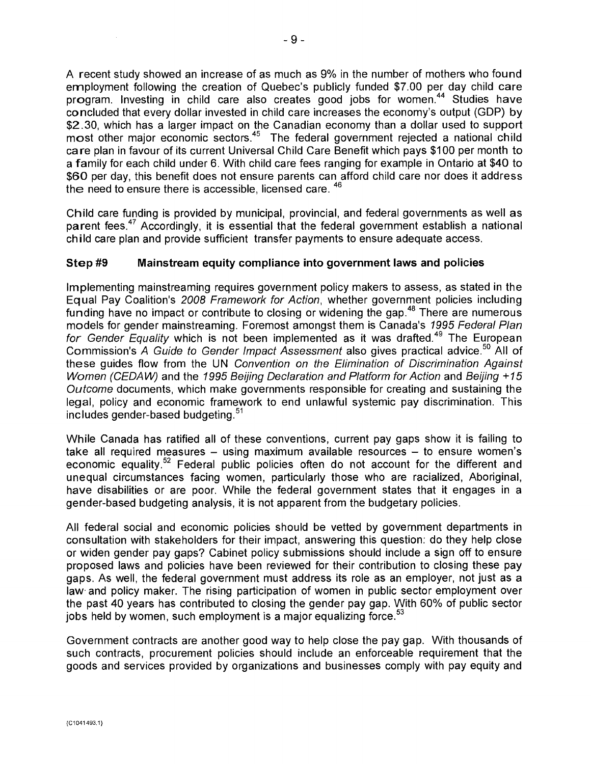A recent study showed an increase of as much as 9% in the number of mothers who found employment following the creation of Quebec's publicly funded $7.00 per day child care program. Investing in child care also creates good jobs for women.[44] Studies have concluded that every dollar invested in child care increases the economy's output (GDP) by $2.30, which has a larger impact on the Canadian economy than a dollar used to support most other major economic sectors.[45] The federal government rejected a national child care plan in favour of its current Universal Child Care Benefit which pays $100 per month to a family for each child under 6. With child care fees ranging for example in Ontario at $40 to $60 per day, this benefit does not ensure parents can afford child care nor does it address the need to ensure there is accessible, licensed care.[46]

Child care funding is provided by municipal, provincial, and federal governments as well as parent fees.[47] Accordingly, it is essential that the federal government establish a national child care plan and provide sufficient transfer payments to ensure adequate access.

### Step #9 Mainstream equity compliance into government laws and policies

Implementing mainstreaming requires government policy makers to assess, as stated in the Equal Pay Coalition's *2008 Framework for Action*, whether government policies including funding have no impact or contribute to closing or widening the gap.[48] There are numerous models for gender mainstreaming. Foremost amongst them is Canada's *1995 Federal Plan for Gender Equality* which is not been implemented as it was drafted.[49] The European Commission's *A Guide to Gender Impact Assessment* also gives practical advice.[50] All of these guides flow from the UN *Convention on the Elimination of Discrimination Against Women (CEDAW)* and the *1995 Beijing Declaration and Platform for Action* and *Beijing +15 Outcome* documents, which make governments responsible for creating and sustaining the legal, policy and economic framework to end unlawful systemic pay discrimination. This includes gender-based budgeting.[51]

While Canada has ratified all of these conventions, current pay gaps show it is failing to take all required measures – using maximum available resources – to ensure women's economic equality.[52] Federal public policies often do not account for the different and unequal circumstances facing women, particularly those who are racialized, Aboriginal, have disabilities or are poor. While the federal government states that it engages in a gender-based budgeting analysis, it is not apparent from the budgetary policies.

All federal social and economic policies should be vetted by government departments in consultation with stakeholders for their impact, answering this question: do they help close or widen gender pay gaps? Cabinet policy submissions should include a sign off to ensure proposed laws and policies have been reviewed for their contribution to closing these pay gaps. As well, the federal government must address its role as an employer, not just as a law and policy maker. The rising participation of women in public sector employment over the past 40 years has contributed to closing the gender pay gap. With 60% of public sector jobs held by women, such employment is a major equalizing force.[53]

Government contracts are another good way to help close the pay gap. With thousands of such contracts, procurement policies should include an enforceable requirement that the goods and services provided by organizations and businesses comply with pay equity and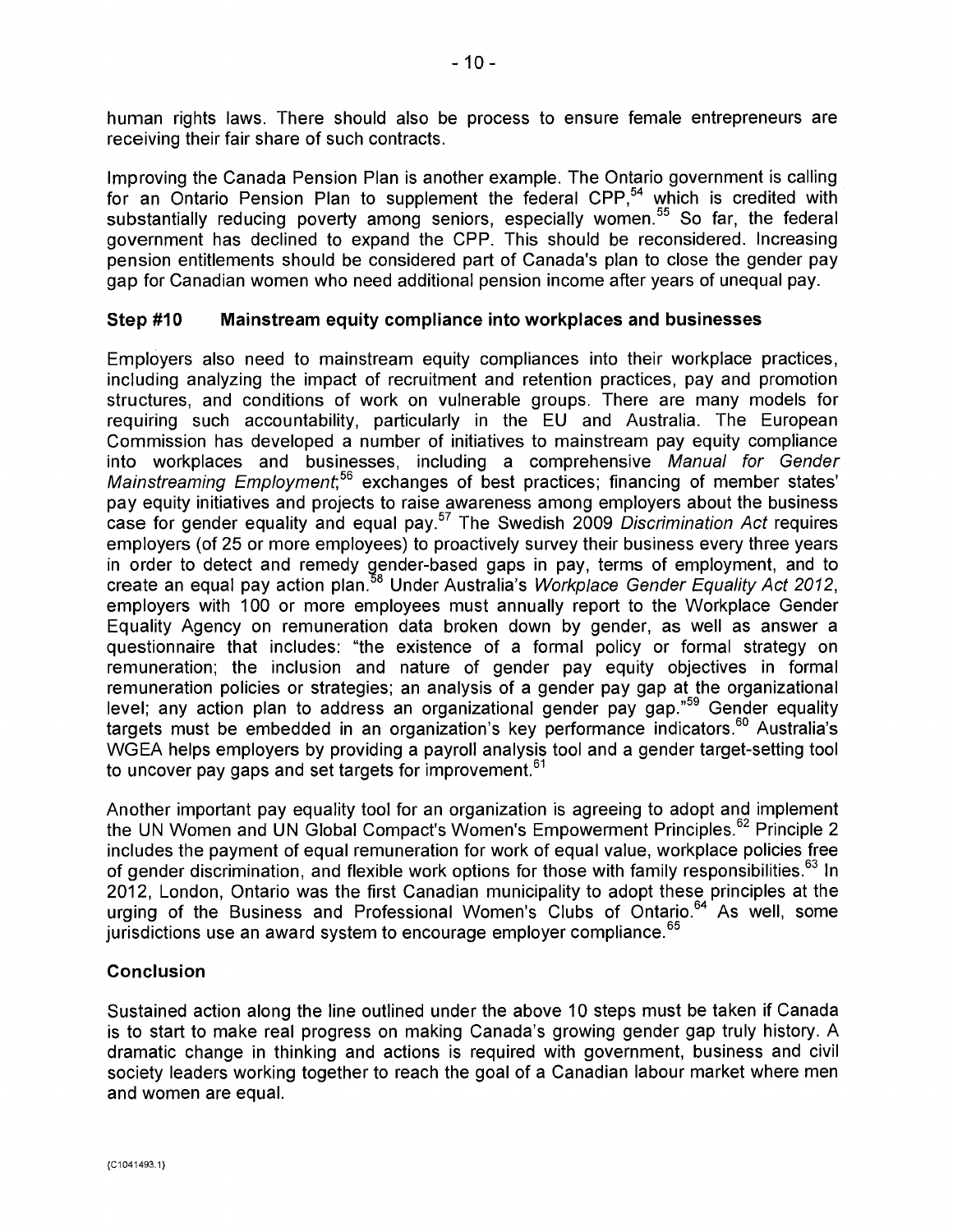human rights laws. There should also be process to ensure female entrepreneurs are receiving their fair share of such contracts.

Improving the Canada Pension Plan is another example. The Ontario government is calling for an Ontario Pension Plan to supplement the federal CPP,[54] which is credited with substantially reducing poverty among seniors, especially women.[55] So far, the federal government has declined to expand the CPP. This should be reconsidered. Increasing pension entitlements should be considered part of Canada's plan to close the gender pay gap for Canadian women who need additional pension income after years of unequal pay.

### Step #10 Mainstream equity compliance into workplaces and businesses

Employers also need to mainstream equity compliances into their workplace practices, including analyzing the impact of recruitment and retention practices, pay and promotion structures, and conditions of work on vulnerable groups. There are many models for requiring such accountability, particularly in the EU and Australia. The European Commission has developed a number of initiatives to mainstream pay equity compliance into workplaces and businesses, including a comprehensive *Manual for Gender Mainstreaming Employment*;[56] exchanges of best practices; financing of member states' pay equity initiatives and projects to raise awareness among employers about the business case for gender equality and equal pay.[57] The Swedish 2009 *Discrimination Act* requires employers (of 25 or more employees) to proactively survey their business every three years in order to detect and remedy gender-based gaps in pay, terms of employment, and to create an equal pay action plan.[58] Under Australia's *Workplace Gender Equality Act 2012*, employers with 100 or more employees must annually report to the Workplace Gender Equality Agency on remuneration data broken down by gender, as well as answer a questionnaire that includes: "the existence of a formal policy or formal strategy on remuneration; the inclusion and nature of gender pay equity objectives in formal remuneration policies or strategies; an analysis of a gender pay gap at the organizational level; any action plan to address an organizational gender pay gap."[59] Gender equality targets must be embedded in an organization's key performance indicators.[60] Australia's WGEA helps employers by providing a payroll analysis tool and a gender target-setting tool to uncover pay gaps and set targets for improvement.[61]

Another important pay equality tool for an organization is agreeing to adopt and implement the UN Women and UN Global Compact's Women's Empowerment Principles.[62] Principle 2 includes the payment of equal remuneration for work of equal value, workplace policies free of gender discrimination, and flexible work options for those with family responsibilities.[63] In 2012, London, Ontario was the first Canadian municipality to adopt these principles at the urging of the Business and Professional Women's Clubs of Ontario.[64] As well, some jurisdictions use an award system to encourage employer compliance.[65]

### Conclusion

Sustained action along the line outlined under the above 10 steps must be taken if Canada is to start to make real progress on making Canada's growing gender gap truly history. A dramatic change in thinking and actions is required with government, business and civil society leaders working together to reach the goal of a Canadian labour market where men and women are equal.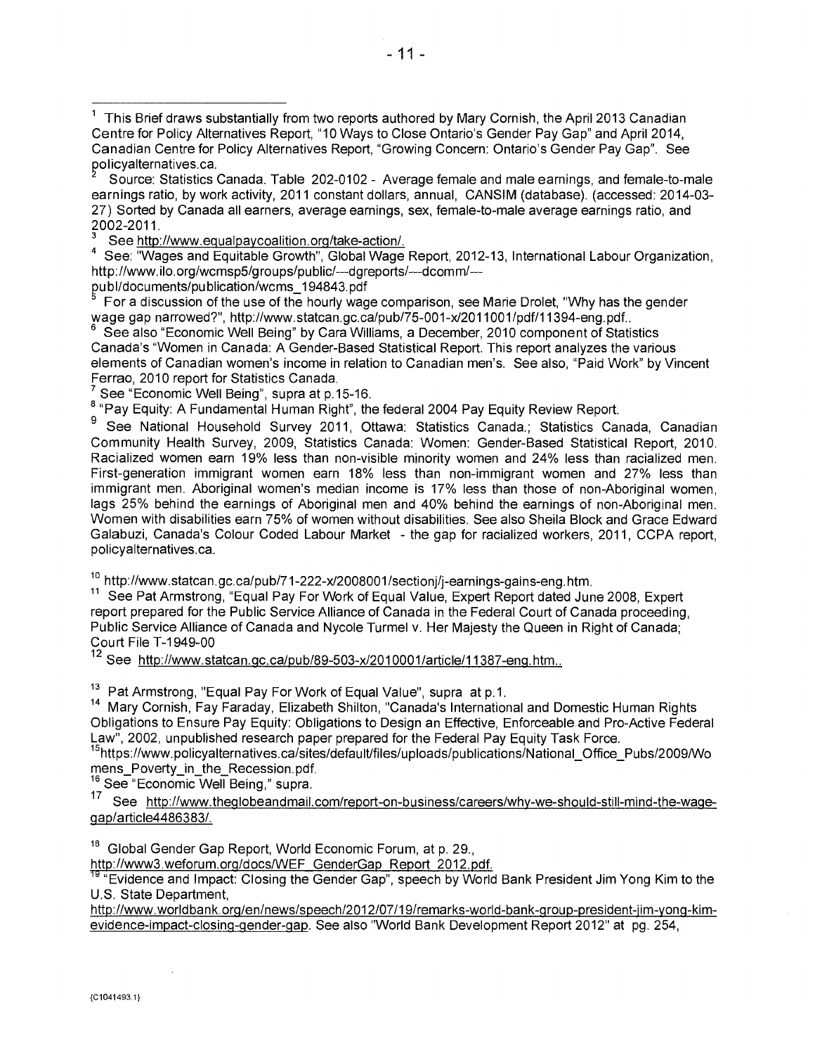[1] This Brief draws substantially from two reports authored by Mary Cornish, the April 2013 Canadian Centre for Policy Alternatives Report, "10 Ways to Close Ontario's Gender Pay Gap" and April 2014, Canadian Centre for Policy Alternatives Report, "Growing Concern: Ontario's Gender Pay Gap". See policyalternatives.ca.

[2] Source: Statistics Canada. Table 202-0102 - Average female and male earnings, and female-to-male earnings ratio, by work activity, 2011 constant dollars, annual, CANSIM (database). (accessed: 2014-03-27) Sorted by Canada all earners, average earnings, sex, female-to-male average earnings ratio, and 2002-2011.

[3] See http://www.equalpaycoalition.org/take-action/.

[4] See: "Wages and Equitable Growth", Global Wage Report, 2012-13, International Labour Organization, http://www.ilo.org/wcmsp5/groups/public/---dgreports/---dcomm/---publ/documents/publication/wcms_194843.pdf

[5] For a discussion of the use of the hourly wage comparison, see Marie Drolet, "Why has the gender wage gap narrowed?", http://www.statcan.gc.ca/pub/75-001-x/2011001/pdf/11394-eng.pdf..

[6] See also "Economic Well Being" by Cara Williams, a December, 2010 component of Statistics Canada's "Women in Canada: A Gender-Based Statistical Report. This report analyzes the various elements of Canadian women's income in relation to Canadian men's. See also, "Paid Work" by Vincent Ferrao, 2010 report for Statistics Canada.

[7] See "Economic Well Being", supra at p.15-16.

[8] "Pay Equity: A Fundamental Human Right", the federal 2004 Pay Equity Review Report.

[9] See National Household Survey 2011, Ottawa: Statistics Canada.; Statistics Canada, Canadian Community Health Survey, 2009, Statistics Canada: Women: Gender-Based Statistical Report, 2010. Racialized women earn 19% less than non-visible minority women and 24% less than racialized men. First-generation immigrant women earn 18% less than non-immigrant women and 27% less than immigrant men. Aboriginal women's median income is 17% less than those of non-Aboriginal women, lags 25% behind the earnings of Aboriginal men and 40% behind the earnings of non-Aboriginal men. Women with disabilities earn 75% of women without disabilities. See also Sheila Block and Grace Edward Galabuzi, Canada's Colour Coded Labour Market - the gap for racialized workers, 2011, CCPA report, policyalternatives.ca.

[10] http://www.statcan.gc.ca/pub/71-222-x/2008001/sectionj/j-earnings-gains-eng.htm.

[11] See Pat Armstrong, "Equal Pay For Work of Equal Value, Expert Report dated June 2008, Expert report prepared for the Public Service Alliance of Canada in the Federal Court of Canada proceeding, Public Service Alliance of Canada and Nycole Turmel v. Her Majesty the Queen in Right of Canada; Court File T-1949-00

[12] See http://www.statcan.gc.ca/pub/89-503-x/2010001/article/11387-eng.htm..

[13] Pat Armstrong, "Equal Pay For Work of Equal Value", supra at p.1.

[14] Mary Cornish, Fay Faraday, Elizabeth Shilton, "Canada's International and Domestic Human Rights Obligations to Ensure Pay Equity: Obligations to Design an Effective, Enforceable and Pro-Active Federal Law", 2002, unpublished research paper prepared for the Federal Pay Equity Task Force.

[15] https://www.policyalternatives.ca/sites/default/files/uploads/publications/National_Office_Pubs/2009/Womens_Poverty_in_the_Recession.pdf.

[16] See "Economic Well Being," supra.

[17] See http://www.theglobeandmail.com/report-on-business/careers/why-we-should-still-mind-the-wage-gap/article4486383/.

[18] Global Gender Gap Report, World Economic Forum, at p. 29., http://www3.weforum.org/docs/WEF_GenderGap_Report_2012.pdf.

[19] "Evidence and Impact: Closing the Gender Gap", speech by World Bank President Jim Yong Kim to the U.S. State Department, http://www.worldbank.org/en/news/speech/2012/07/19/remarks-world-bank-group-president-jim-yong-kim-evidence-impact-closing-gender-gap. See also "World Bank Development Report 2012" at pg. 254,

{C1041493.1}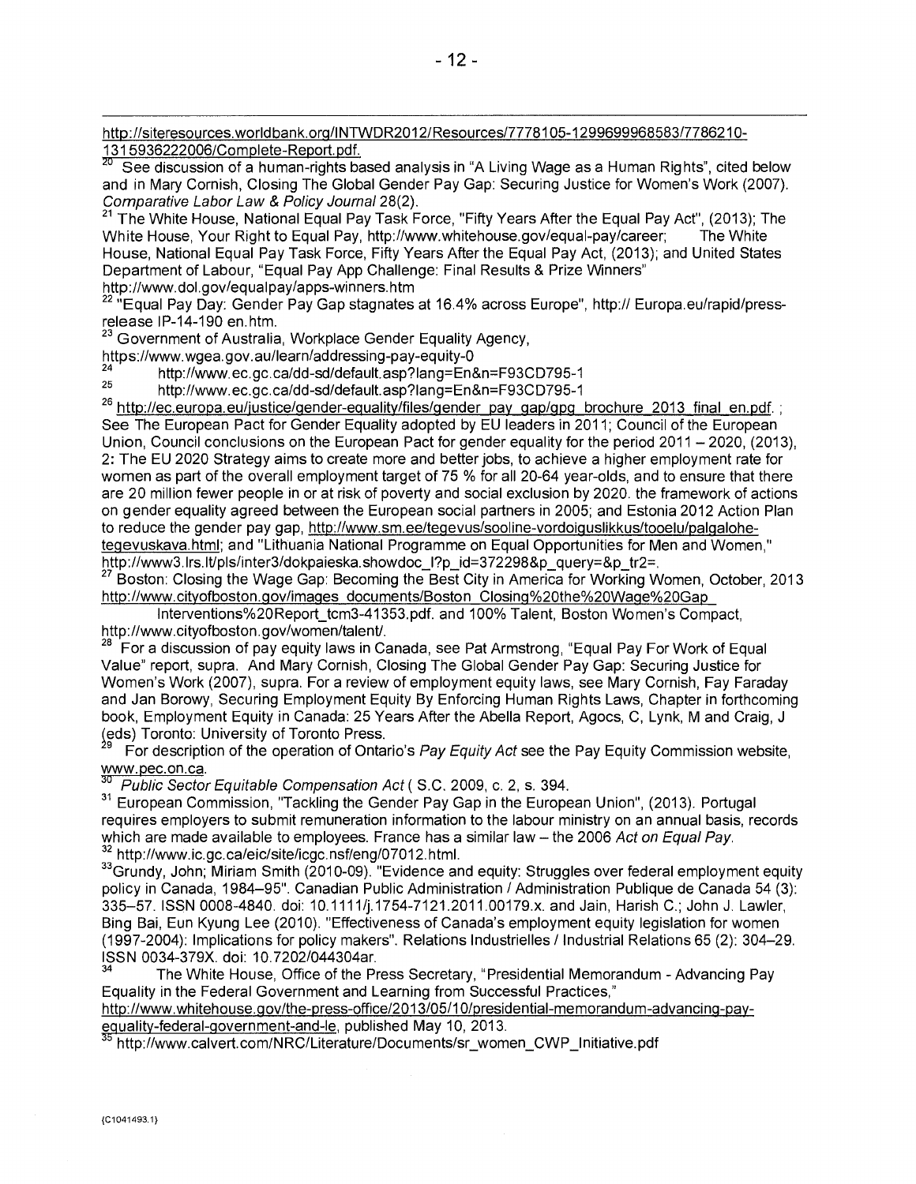http://siteresources.worldbank.org/INTWDR2012/Resources/7778105-1299699968583/7786210-1315936222006/Complete-Report.pdf.

[20] See discussion of a human-rights based analysis in "A Living Wage as a Human Rights", cited below and in Mary Cornish, Closing The Global Gender Pay Gap: Securing Justice for Women's Work (2007). *Comparative Labor Law & Policy Journal* 28(2).

[21] The White House, National Equal Pay Task Force, "Fifty Years After the Equal Pay Act", (2013); The White House, Your Right to Equal Pay, http://www.whitehouse.gov/equal-pay/career; The White House, National Equal Pay Task Force, Fifty Years After the Equal Pay Act, (2013); and United States Department of Labour, "Equal Pay App Challenge: Final Results & Prize Winners" http://www.dol.gov/equalpay/apps-winners.htm

[22] "Equal Pay Day: Gender Pay Gap stagnates at 16.4% across Europe", http:// Europa.eu/rapid/press-release IP-14-190 en.htm.

[23] Government of Australia, Workplace Gender Equality Agency, https://www.wgea.gov.au/learn/addressing-pay-equity-0

[24] http://www.ec.gc.ca/dd-sd/default.asp?lang=En&n=F93CD795-1

[25] http://www.ec.gc.ca/dd-sd/default.asp?lang=En&n=F93CD795-1

[26] http://ec.europa.eu/justice/gender-equality/files/gender_pay_gap/gpg_brochure_2013_final_en.pdf. ; See The European Pact for Gender Equality adopted by EU leaders in 2011; Council of the European Union, Council conclusions on the European Pact for gender equality for the period 2011 – 2020, (2013), 2: The EU 2020 Strategy aims to create more and better jobs, to achieve a higher employment rate for women as part of the overall employment target of 75 % for all 20-64 year-olds, and to ensure that there are 20 million fewer people in or at risk of poverty and social exclusion by 2020. the framework of actions on gender equality agreed between the European social partners in 2005; and Estonia 2012 Action Plan to reduce the gender pay gap, http://www.sm.ee/tegevus/sooline-vordoiguslikkus/tooelu/palgalohe-tegevuskava.html; and "Lithuania National Programme on Equal Opportunities for Men and Women," http://www3.lrs.lt/pls/inter3/dokpaieska.showdoc_l?p_id=372298&p_query=&p_tr2=.

[27] Boston: Closing the Wage Gap: Becoming the Best City in America for Working Women, October, 2013 http://www.cityofboston.gov/images_documents/Boston_Closing%20the%20Wage%20Gap_Interventions%20Report_tcm3-41353.pdf. and 100% Talent, Boston Women's Compact, http://www.cityofboston.gov/women/talent/.

[28] For a discussion of pay equity laws in Canada, see Pat Armstrong, "Equal Pay For Work of Equal Value" report, supra. And Mary Cornish, Closing The Global Gender Pay Gap: Securing Justice for Women's Work (2007), supra. For a review of employment equity laws, see Mary Cornish, Fay Faraday and Jan Borowy, Securing Employment Equity By Enforcing Human Rights Laws, Chapter in forthcoming book, Employment Equity in Canada: 25 Years After the Abella Report, Agocs, C, Lynk, M and Craig, J (eds) Toronto: University of Toronto Press.

[29] For description of the operation of Ontario's *Pay Equity Act* see the Pay Equity Commission website, www.pec.on.ca.

[30] *Public Sector Equitable Compensation Act* ( S.C. 2009, c. 2, s. 394.

[31] European Commission, "Tackling the Gender Pay Gap in the European Union", (2013). Portugal requires employers to submit remuneration information to the labour ministry on an annual basis, records which are made available to employees. France has a similar law – the 2006 *Act on Equal Pay*.

[32] http://www.ic.gc.ca/eic/site/icgc.nsf/eng/07012.html.

[33] Grundy, John; Miriam Smith (2010-09). "Evidence and equity: Struggles over federal employment equity policy in Canada, 1984–95". Canadian Public Administration / Administration Publique de Canada 54 (3): 335–57. ISSN 0008-4840. doi: 10.1111/j.1754-7121.2011.00179.x. and Jain, Harish C.; John J. Lawler, Bing Bai, Eun Kyung Lee (2010). "Effectiveness of Canada's employment equity legislation for women (1997-2004): Implications for policy makers". Relations Industrielles / Industrial Relations 65 (2): 304–29. ISSN 0034-379X. doi: 10.7202/044304ar.

[34] The White House, Office of the Press Secretary, "Presidential Memorandum - Advancing Pay Equality in the Federal Government and Learning from Successful Practices," http://www.whitehouse.gov/the-press-office/2013/05/10/presidential-memorandum-advancing-pay-equality-federal-government-and-le, published May 10, 2013.

[35] http://www.calvert.com/NRC/Literature/Documents/sr_women_CWP_Initiative.pdf

{C1041493.1}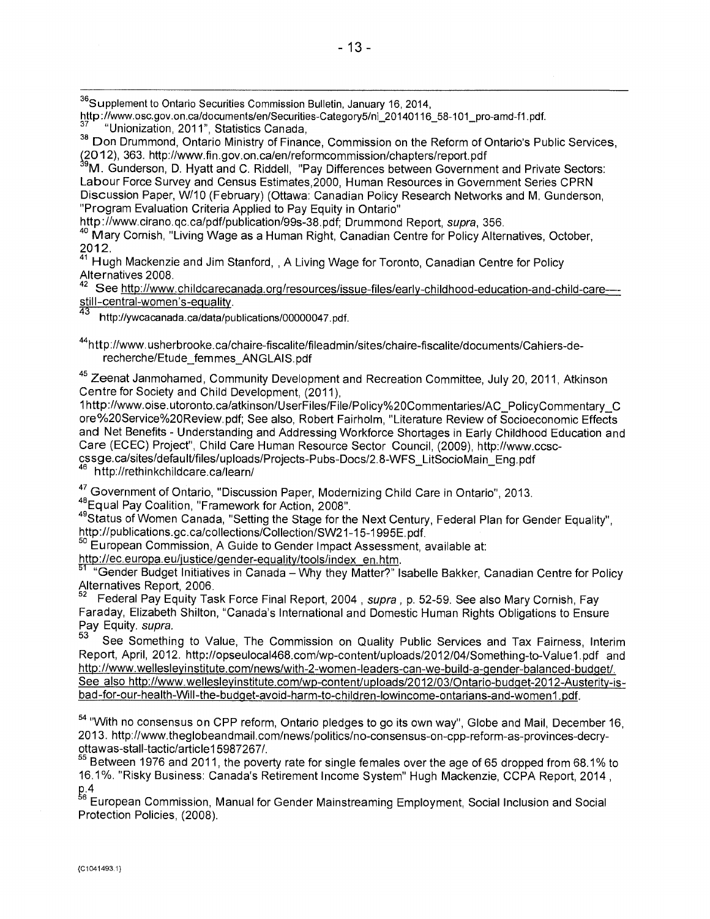[36]Supplement to Ontario Securities Commission Bulletin, January 16, 2014, http://www.osc.gov.on.ca/documents/en/Securities-Category5/ni_20140116_58-101_pro-amd-f1.pdf.

[37] "Unionization, 2011", Statistics Canada,

[38] Don Drummond, Ontario Ministry of Finance, Commission on the Reform of Ontario's Public Services, (2012), 363. http://www.fin.gov.on.ca/en/reformcommission/chapters/report.pdf

[39]M. Gunderson, D. Hyatt and C. Riddell, "Pay Differences between Government and Private Sectors: Labour Force Survey and Census Estimates,2000, Human Resources in Government Series CPRN Discussion Paper, W/10 (February) (Ottawa: Canadian Policy Research Networks and M. Gunderson, "Program Evaluation Criteria Applied to Pay Equity in Ontario" http://www.cirano.qc.ca/pdf/publication/99s-38.pdf; Drummond Report, *supra*, 356.

[40] Mary Cornish, "Living Wage as a Human Right, Canadian Centre for Policy Alternatives, October, 2012.

[41] Hugh Mackenzie and Jim Stanford, , A Living Wage for Toronto, Canadian Centre for Policy Alternatives 2008.

[42] See http://www.childcarecanada.org/resources/issue-files/early-childhood-education-and-child-care---still-central-women's-equality.

[43] http://ywcacanada.ca/data/publications/00000047.pdf.

[44]http://www.usherbrooke.ca/chaire-fiscalite/fileadmin/sites/chaire-fiscalite/documents/Cahiers-de-recherche/Etude_femmes_ANGLAIS.pdf

[45] Zeenat Janmohamed, Community Development and Recreation Committee, July 20, 2011, Atkinson Centre for Society and Child Development, (2011), 1http://www.oise.utoronto.ca/atkinson/UserFiles/File/Policy%20Commentaries/AC_PolicyCommentary_Core%20Service%20Review.pdf; See also, Robert Fairholm, "Literature Review of Socioeconomic Effects and Net Benefits - Understanding and Addressing Workforce Shortages in Early Childhood Education and Care (ECEC) Project", Child Care Human Resource Sector Council, (2009), http://www.ccsc-cssge.ca/sites/default/files/uploads/Projects-Pubs-Docs/2.8-WFS_LitSocioMain_Eng.pdf

[46] http://rethinkchildcare.ca/learn/

[47] Government of Ontario, "Discussion Paper, Modernizing Child Care in Ontario", 2013.

[48]Equal Pay Coalition, "Framework for Action, 2008".

[49]Status of Women Canada, "Setting the Stage for the Next Century, Federal Plan for Gender Equality", http://publications.gc.ca/collections/Collection/SW21-15-1995E.pdf.

[50] European Commission, A Guide to Gender Impact Assessment, available at: http://ec.europa.eu/justice/gender-equality/tools/index_en.htm.

[51] "Gender Budget Initiatives in Canada – Why they Matter?" Isabelle Bakker, Canadian Centre for Policy Alternatives Report, 2006.

[52] Federal Pay Equity Task Force Final Report, 2004 , *supra* , p. 52-59. See also Mary Cornish, Fay Faraday, Elizabeth Shilton, "Canada's International and Domestic Human Rights Obligations to Ensure Pay Equity. *supra.*

[53] See Something to Value, The Commission on Quality Public Services and Tax Fairness, Interim Report, April, 2012. http://opseulocal468.com/wp-content/uploads/2012/04/Something-to-Value1.pdf and http://www.wellesleyinstitute.com/news/with-2-women-leaders-can-we-build-a-gender-balanced-budget/. See also http://www.wellesleyinstitute.com/wp-content/uploads/2012/03/Ontario-budget-2012-Austerity-is-bad-for-our-health-Will-the-budget-avoid-harm-to-children-lowincome-ontarians-and-women1.pdf.

[54] "With no consensus on CPP reform, Ontario pledges to go its own way", Globe and Mail, December 16, 2013. http://www.theglobeandmail.com/news/politics/no-consensus-on-cpp-reform-as-provinces-decry-ottawas-stall-tactic/article15987267/.

[55] Between 1976 and 2011, the poverty rate for single females over the age of 65 dropped from 68.1% to 16.1%. "Risky Business: Canada's Retirement Income System" Hugh Mackenzie, CCPA Report, 2014 , p.4

[56] European Commission, Manual for Gender Mainstreaming Employment, Social Inclusion and Social Protection Policies, (2008).

{C1041493.1}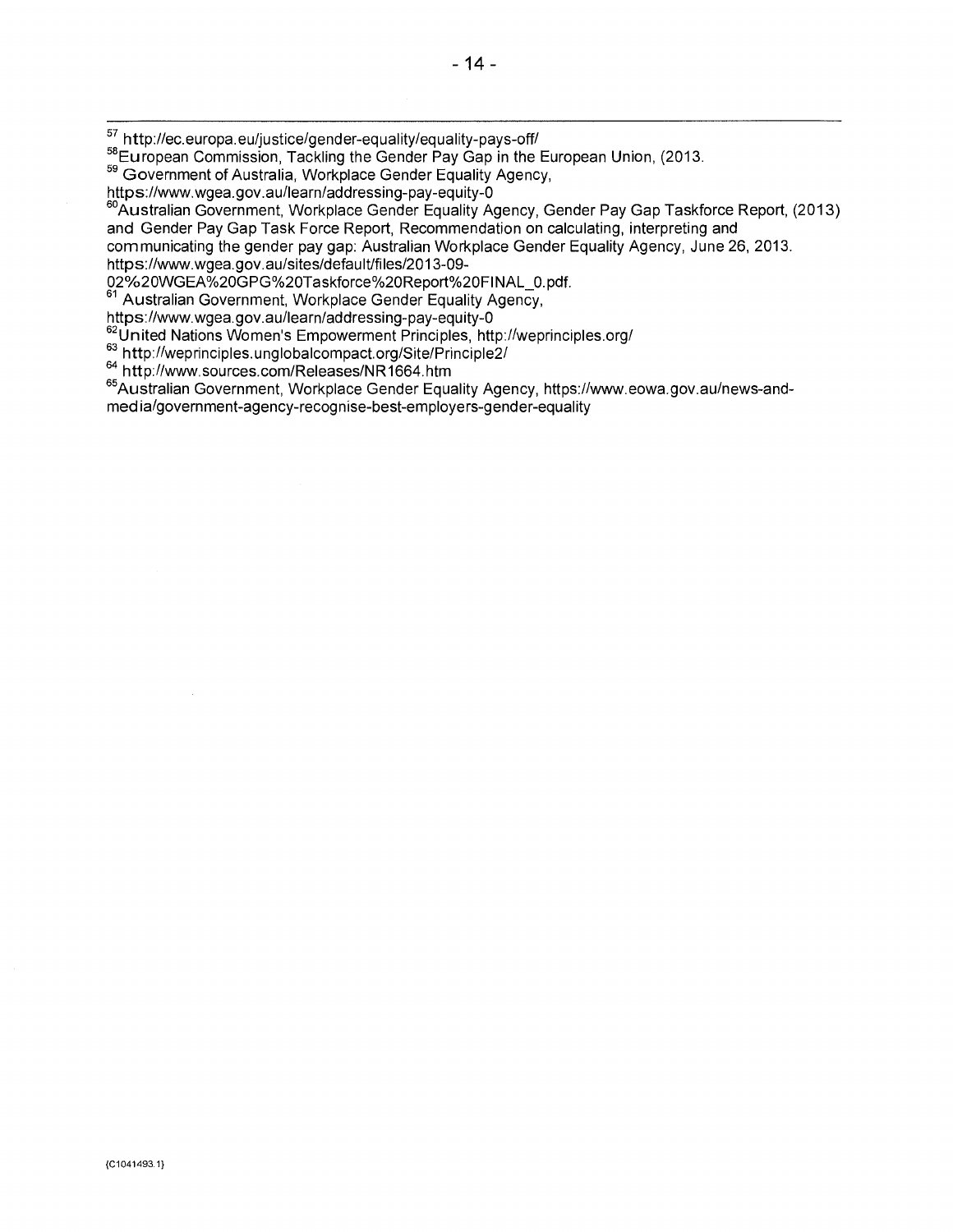[57] http://ec.europa.eu/justice/gender-equality/equality-pays-off/

[58] European Commission, Tackling the Gender Pay Gap in the European Union, (2013.

[59] Government of Australia, Workplace Gender Equality Agency, https://www.wgea.gov.au/learn/addressing-pay-equity-0

[60] Australian Government, Workplace Gender Equality Agency, Gender Pay Gap Taskforce Report, (2013) and Gender Pay Gap Task Force Report, Recommendation on calculating, interpreting and communicating the gender pay gap: Australian Workplace Gender Equality Agency, June 26, 2013. https://www.wgea.gov.au/sites/default/files/2013-09-02%20WGEA%20GPG%20Taskforce%20Report%20FINAL_0.pdf.

[61] Australian Government, Workplace Gender Equality Agency, https://www.wgea.gov.au/learn/addressing-pay-equity-0

[62] United Nations Women's Empowerment Principles, http://weprinciples.org/

[63] http://weprinciples.unglobalcompact.org/Site/Principle2/

[64] http://www.sources.com/Releases/NR1664.htm

[65] Australian Government, Workplace Gender Equality Agency, https://www.eowa.gov.au/news-and-media/government-agency-recognise-best-employers-gender-equality

{C1041493.1}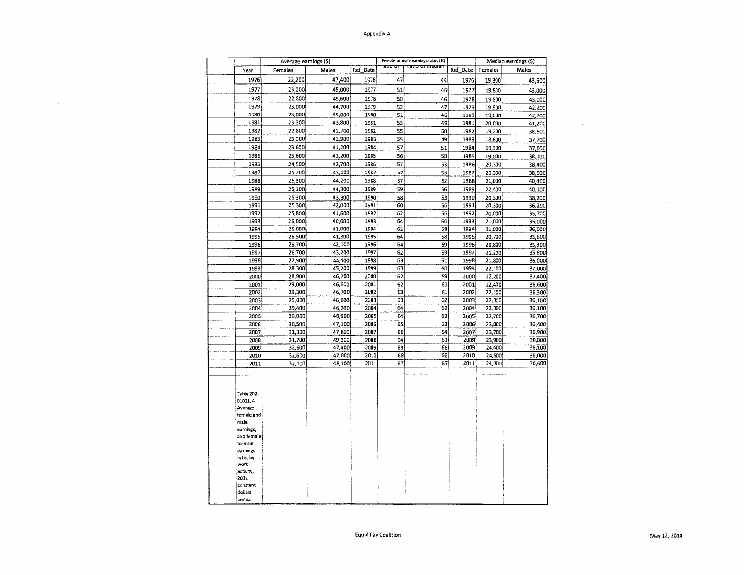Appendix A

| Year | Average earnings ($) | | Ref_Date | Female-to-male earnings ratios (%) | | Ref_Date | Median earnings ($) | |
|---|---|---|---|---|---|---|---|---|
| | Females | Males | | ratio of ... | ratio of median ... | | Females | Males |
| 1976 | 22,200 | 47,400 | 1976 | 47 | 44 | 1976 | 19,300 | 43,500 |
| 1977 | 23,000 | 45,000 | 1977 | 51 | 46 | 1977 | 19,800 | 43,000 |
| 1978 | 22,800 | 45,600 | 1978 | 50 | 46 | 1978 | 19,800 | 43,000 |
| 1979 | 23,000 | 44,700 | 1979 | 52 | 47 | 1979 | 19,900 | 42,200 |
| 1980 | 23,000 | 45,000 | 1980 | 51 | 46 | 1980 | 19,600 | 42,700 |
| 1981 | 23,300 | 43,800 | 1981 | 53 | 49 | 1981 | 20,000 | 41,200 |
| 1982 | 22,800 | 41,700 | 1982 | 55 | 50 | 1982 | 19,200 | 38,500 |
| 1983 | 23,000 | 41,900 | 1983 | 55 | 49 | 1983 | 18,600 | 37,700 |
| 1984 | 23,600 | 41,200 | 1984 | 57 | 51 | 1984 | 19,300 | 37,600 |
| 1985 | 23,600 | 42,200 | 1985 | 56 | 50 | 1985 | 19,000 | 38,100 |
| 1986 | 24,500 | 42,700 | 1986 | 57 | 53 | 1986 | 20,300 | 38,400 |
| 1987 | 24,700 | 43,100 | 1987 | 57 | 53 | 1987 | 20,300 | 38,500 |
| 1988 | 25,300 | 44,200 | 1988 | 57 | 52 | 1988 | 21,000 | 40,400 |
| 1989 | 26,100 | 44,300 | 1989 | 59 | 56 | 1989 | 22,400 | 40,100 |
| 1990 | 25,300 | 43,300 | 1990 | 58 | 53 | 1990 | 20,300 | 38,200 |
| 1991 | 25,300 | 42,000 | 1991 | 60 | 56 | 1991 | 20,300 | 36,200 |
| 1992 | 25,800 | 41,600 | 1992 | 62 | 56 | 1992 | 20,000 | 35,700 |
| 1993 | 26,000 | 40,600 | 1993 | 64 | 60 | 1993 | 21,000 | 35,000 |
| 1994 | 26,000 | 42,000 | 1994 | 62 | 58 | 1994 | 21,000 | 36,000 |
| 1995 | 26,500 | 41,300 | 1995 | 64 | 58 | 1995 | 20,700 | 35,600 |
| 1996 | 26,700 | 42,100 | 1996 | 64 | 59 | 1996 | 20,800 | 35,300 |
| 1997 | 26,700 | 43,200 | 1997 | 62 | 59 | 1997 | 21,200 | 35,800 |
| 1998 | 27,900 | 44,400 | 1998 | 63 | 61 | 1998 | 21,800 | 36,000 |
| 1999 | 28,300 | 45,200 | 1999 | 63 | 60 | 1999 | 22,100 | 37,000 |
| 2000 | 28,900 | 46,700 | 2000 | 62 | 59 | 2000 | 22,200 | 37,400 |
| 2001 | 29,000 | 46,600 | 2001 | 62 | 61 | 2001 | 22,400 | 36,600 |
| 2002 | 29,300 | 46,700 | 2002 | 63 | 61 | 2002 | 22,100 | 36,300 |
| 2003 | 29,000 | 46,000 | 2003 | 63 | 62 | 2003 | 22,300 | 36,100 |
| 2004 | 29,400 | 46,200 | 2004 | 64 | 62 | 2004 | 22,300 | 36,100 |
| 2005 | 30,000 | 46,900 | 2005 | 64 | 62 | 2005 | 22,700 | 36,700 |
| 2006 | 30,500 | 47,100 | 2006 | 65 | 63 | 2006 | 23,000 | 36,400 |
| 2007 | 31,300 | 47,800 | 2007 | 66 | 64 | 2007 | 23,700 | 36,900 |
| 2008 | 31,700 | 49,300 | 2008 | 64 | 63 | 2008 | 23,900 | 38,000 |
| 2009 | 32,600 | 47,400 | 2009 | 69 | 68 | 2009 | 24,400 | 36,100 |
| 2010 | 32,600 | 47,800 | 2010 | 68 | 68 | 2010 | 24,600 | 36,000 |
| 2011 | 32,100 | 48,100 | 2011 | 67 | 67 | 2011 | 24,300 | 36,600 |

Table 202-01021.4 Average female and male earnings, and female-to-male earnings ratio, by work activity, 2011 constant dollars annual

Equal Pay Coalition

May 12, 2014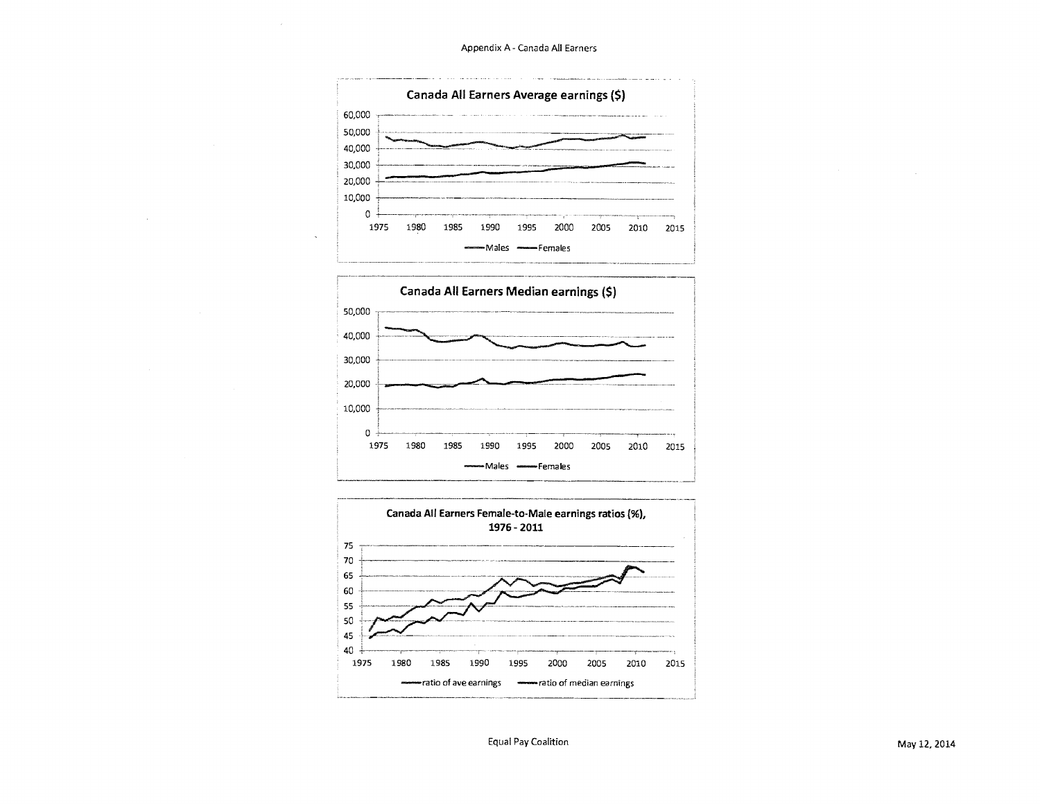Appendix A - Canada All Earners

**Canada All Earners Average earnings ($)**

60,000
50,000
40,000
30,000
20,000
10,000
0

1975 1980 1985 1990 1995 2000 2005 2010 2015

Males Females

**Canada All Earners Median earnings ($)**

50,000
40,000
30,000
20,000
10,000
0

1975 1980 1985 1990 1995 2000 2005 2010 2015

Males Females

**Canada All Earners Female-to-Male earnings ratios (%), 1976 - 2011**

75
70
65
60
55
50
45
40

1975 1980 1985 1990 1995 2000 2005 2010 2015

ratio of ave earnings ratio of median earnings

Equal Pay Coalition

May 12, 2014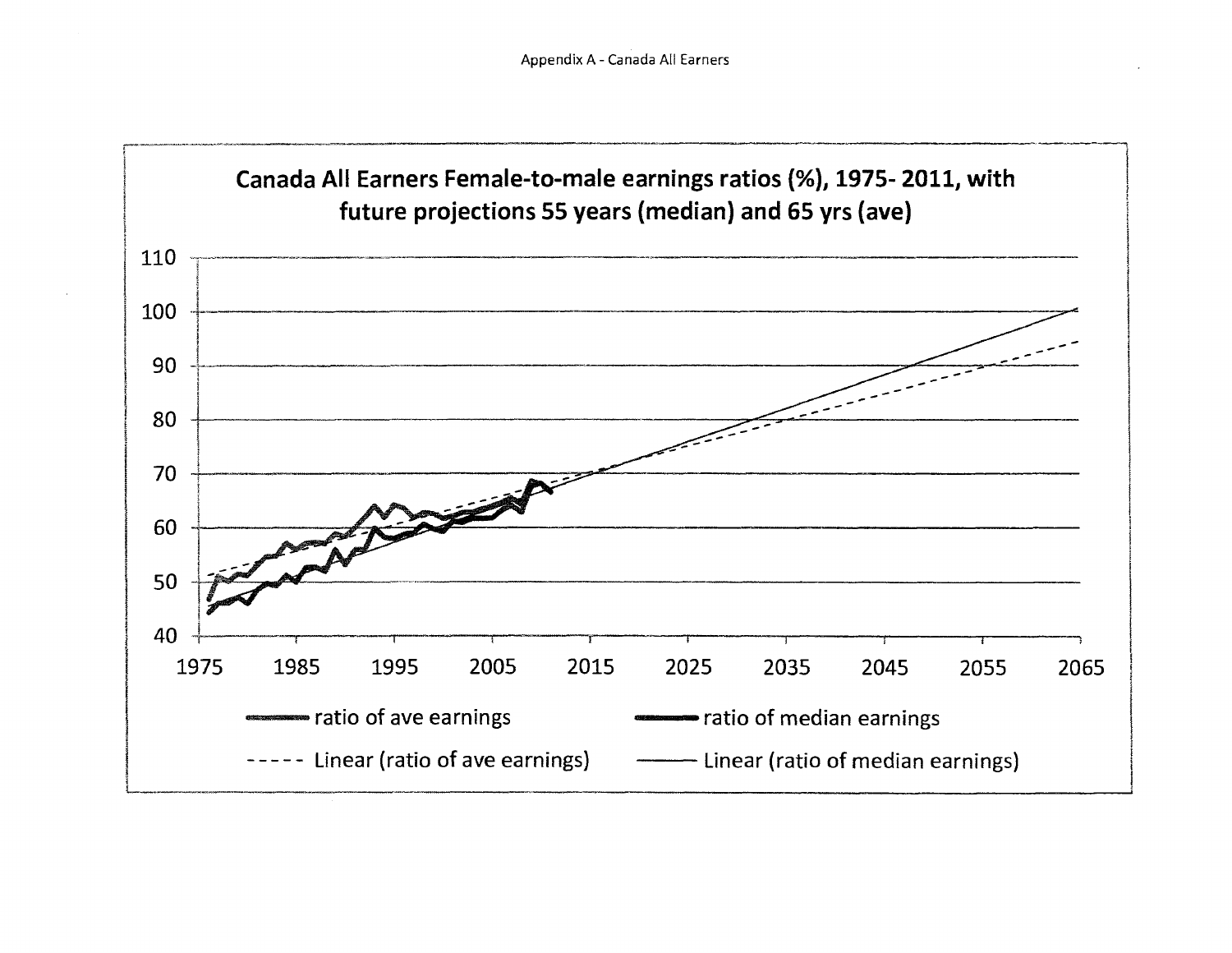Appendix A - Canada All Earners

**Canada All Earners Female-to-male earnings ratios (%), 1975- 2011, with future projections 55 years (median) and 65 yrs (ave)**

- ratio of ave earnings
- ratio of median earnings
- Linear (ratio of ave earnings)
- Linear (ratio of median earnings)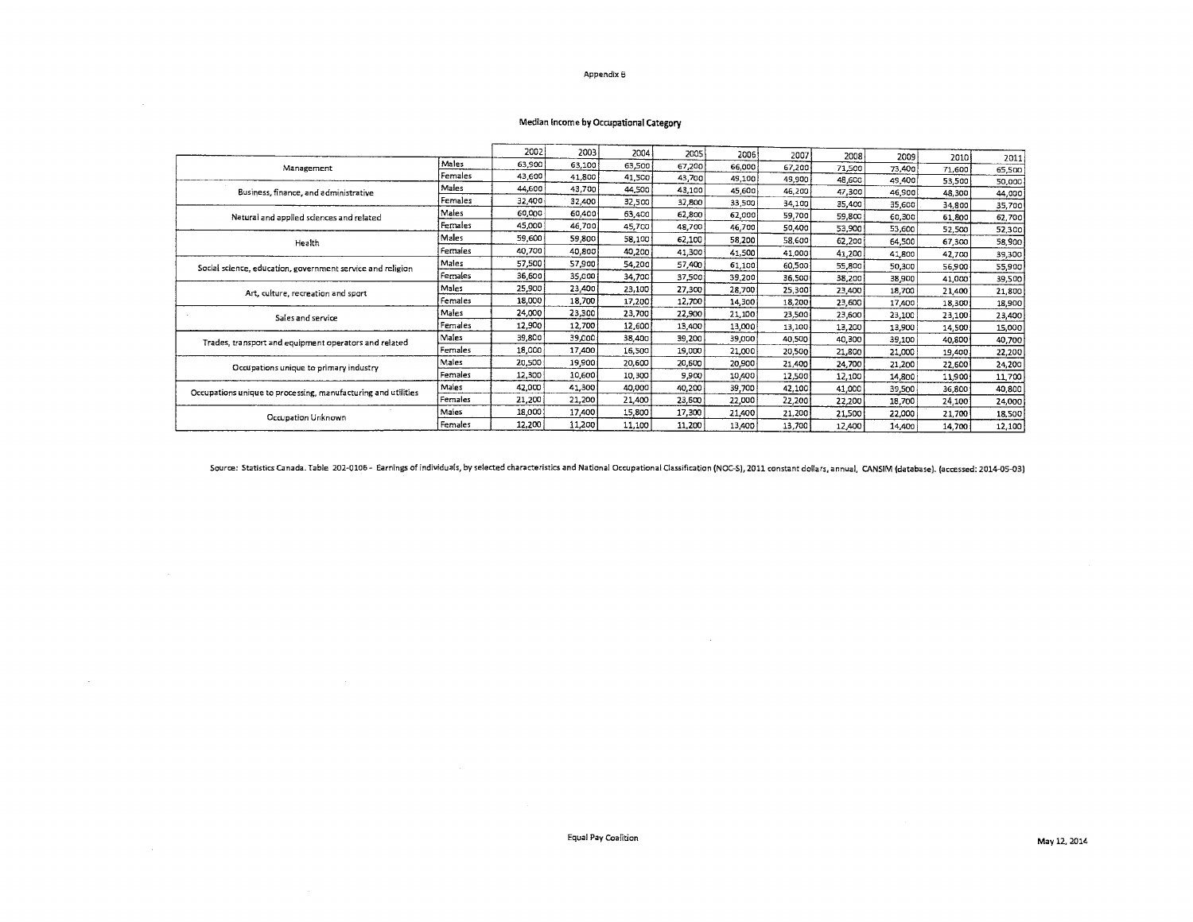Appendix B

## Median Income by Occupational Category

| | | 2002 | 2003 | 2004 | 2005 | 2006 | 2007 | 2008 | 2009 | 2010 | 2011 |
|---|---|---|---|---|---|---|---|---|---|---|---|
| Management | Males | 63,900 | 63,100 | 63,500 | 67,200 | 66,000 | 67,200 | 71,500 | 73,400 | 71,600 | 65,500 |
| | Females | 43,600 | 41,800 | 41,500 | 43,700 | 49,100 | 49,900 | 48,600 | 49,400 | 53,500 | 50,000 |
| Business, finance, and administrative | Males | 44,600 | 43,700 | 44,500 | 43,100 | 45,600 | 46,200 | 47,300 | 46,900 | 48,300 | 44,000 |
| | Females | 32,400 | 32,400 | 32,500 | 32,800 | 33,500 | 34,100 | 35,400 | 35,600 | 34,800 | 35,700 |
| Netural and applied sciences and related | Males | 60,000 | 60,400 | 63,400 | 62,800 | 62,000 | 59,700 | 59,800 | 60,300 | 61,800 | 62,700 |
| | Females | 45,000 | 46,700 | 45,700 | 48,700 | 46,700 | 50,400 | 53,900 | 53,600 | 52,500 | 52,300 |
| Health | Males | 59,600 | 59,800 | 58,100 | 62,100 | 58,200 | 58,600 | 62,200 | 64,500 | 67,300 | 58,900 |
| | Females | 40,700 | 40,800 | 40,200 | 41,300 | 41,500 | 41,000 | 41,200 | 41,800 | 42,700 | 39,300 |
| Social science, education, government service and religion | Males | 57,500 | 57,900 | 54,200 | 57,400 | 61,100 | 60,500 | 55,800 | 50,300 | 56,900 | 55,900 |
| | Females | 36,600 | 35,000 | 34,700 | 37,500 | 39,200 | 36,500 | 38,200 | 38,900 | 41,000 | 39,500 |
| Art, culture, recreation and sport | Males | 25,900 | 23,400 | 23,100 | 27,300 | 28,700 | 25,300 | 23,400 | 18,700 | 21,400 | 21,800 |
| | Females | 18,000 | 18,700 | 17,200 | 12,700 | 14,300 | 18,200 | 23,600 | 17,400 | 18,300 | 18,900 |
| Sales and service | Males | 24,000 | 23,300 | 23,700 | 22,900 | 21,100 | 23,500 | 23,600 | 23,100 | 23,100 | 23,400 |
| | Females | 12,900 | 12,700 | 12,600 | 13,400 | 13,000 | 13,100 | 13,200 | 13,900 | 14,500 | 15,000 |
| Trades, transport and equipment operators and related | Males | 39,800 | 39,000 | 38,400 | 39,200 | 39,000 | 40,500 | 40,300 | 39,100 | 40,800 | 40,700 |
| | Females | 18,000 | 17,400 | 16,500 | 19,000 | 21,000 | 20,500 | 21,800 | 21,000 | 19,400 | 22,200 |
| Occupations unique to primary industry | Males | 20,500 | 19,900 | 20,600 | 20,600 | 20,900 | 21,400 | 24,700 | 21,200 | 22,600 | 24,200 |
| | Females | 12,300 | 10,600 | 10,300 | 9,900 | 10,400 | 12,500 | 12,100 | 14,800 | 11,900 | 11,700 |
| Occupations unique to processing, manufacturing and utilities | Males | 42,000 | 41,300 | 40,000 | 40,200 | 39,700 | 42,100 | 41,000 | 39,500 | 36,800 | 40,800 |
| | Females | 21,200 | 21,200 | 21,400 | 23,600 | 22,000 | 22,200 | 22,200 | 18,700 | 24,100 | 24,000 |
| Occupation Unknown | Males | 18,000 | 17,400 | 15,800 | 17,300 | 21,400 | 21,200 | 21,500 | 22,000 | 21,700 | 18,500 |
| | Females | 12,200 | 11,200 | 11,100 | 11,200 | 13,400 | 13,700 | 12,400 | 14,400 | 14,700 | 12,100 |

Source: Statistics Canada. Table 202-0106 - Earnings of individuals, by selected characteristics and National Occupational Classification (NOC-S), 2011 constant dollars, annual, CANSIM (database). (accessed: 2014-05-03)

Equal Pay Coalition

May 12, 2014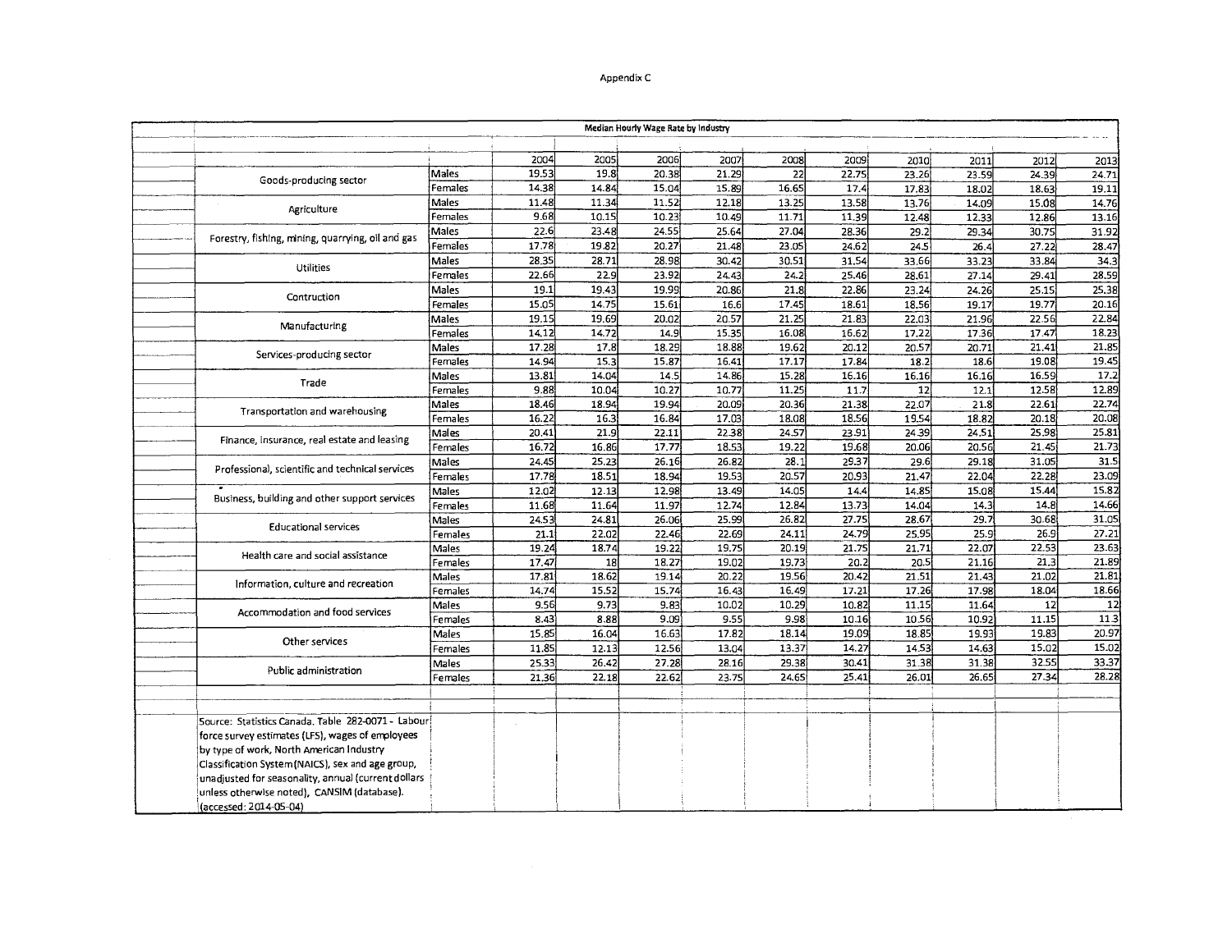Appendix C

| Median Hourly Wage Rate by Industry | | | | | | | | | | | |
|---|---|---|---|---|---|---|---|---|---|---|---|
| | | 2004 | 2005 | 2006 | 2007 | 2008 | 2009 | 2010 | 2011 | 2012 | 2013 |
| Goods-producing sector | Males | 19.53 | 19.8 | 20.38 | 21.29 | 22 | 22.75 | 23.26 | 23.59 | 24.39 | 24.71 |
| | Females | 14.38 | 14.84 | 15.04 | 15.89 | 16.65 | 17.4 | 17.83 | 18.02 | 18.63 | 19.11 |
| Agriculture | Males | 11.48 | 11.34 | 11.52 | 12.18 | 13.25 | 13.58 | 13.76 | 14.09 | 15.08 | 14.76 |
| | Females | 9.68 | 10.15 | 10.23 | 10.49 | 11.71 | 11.39 | 12.48 | 12.33 | 12.86 | 13.16 |
| Forestry, fishing, mining, quarrying, oil and gas | Males | 22.6 | 23.48 | 24.55 | 25.64 | 27.04 | 28.36 | 29.2 | 29.34 | 30.75 | 31.92 |
| | Females | 17.78 | 19.82 | 20.27 | 21.48 | 23.05 | 24.62 | 24.5 | 26.4 | 27.22 | 28.47 |
| Utilities | Males | 28.35 | 28.71 | 28.98 | 30.42 | 30.51 | 31.54 | 33.66 | 33.23 | 33.84 | 34.3 |
| | Females | 22.66 | 22.9 | 23.92 | 24.43 | 24.2 | 25.46 | 28.61 | 27.14 | 29.41 | 28.59 |
| Contruction | Males | 19.1 | 19.43 | 19.99 | 20.86 | 21.8 | 22.86 | 23.24 | 24.26 | 25.15 | 25.38 |
| | Females | 15.05 | 14.75 | 15.61 | 16.6 | 17.45 | 18.61 | 18.56 | 19.17 | 19.77 | 20.16 |
| Manufacturing | Males | 19.15 | 19.69 | 20.02 | 20.57 | 21.25 | 21.83 | 22.03 | 21.96 | 22.56 | 22.84 |
| | Females | 14.12 | 14.72 | 14.9 | 15.35 | 16.08 | 16.62 | 17.22 | 17.36 | 17.47 | 18.23 |
| Services-producing sector | Males | 17.28 | 17.8 | 18.29 | 18.88 | 19.62 | 20.12 | 20.57 | 20.71 | 21.41 | 21.85 |
| | Females | 14.94 | 15.3 | 15.87 | 16.41 | 17.17 | 17.84 | 18.2 | 18.6 | 19.08 | 19.45 |
| Trade | Males | 13.81 | 14.04 | 14.5 | 14.86 | 15.28 | 16.16 | 16.16 | 16.16 | 16.59 | 17.2 |
| | Females | 9.88 | 10.04 | 10.27 | 10.77 | 11.25 | 11.7 | 12 | 12.1 | 12.58 | 12.89 |
| Transportation and warehousing | Males | 18.46 | 18.94 | 19.94 | 20.09 | 20.36 | 21.38 | 22.07 | 21.8 | 22.61 | 22.74 |
| | Females | 16.22 | 16.3 | 16.84 | 17.03 | 18.08 | 18.56 | 19.54 | 18.82 | 20.18 | 20.08 |
| Finance, insurance, real estate and leasing | Males | 20.41 | 21.9 | 22.11 | 22.38 | 24.57 | 23.91 | 24.39 | 24.51 | 25.98 | 25.81 |
| | Females | 16.72 | 16.86 | 17.77 | 18.53 | 19.22 | 19.68 | 20.06 | 20.56 | 21.45 | 21.73 |
| Professional, scientific and technical services | Males | 24.45 | 25.23 | 26.16 | 26.82 | 28.1 | 29.37 | 29.6 | 29.18 | 31.05 | 31.5 |
| | Females | 17.78 | 18.51 | 18.94 | 19.53 | 20.57 | 20.93 | 21.47 | 22.04 | 22.28 | 23.09 |
| Business, building and other support services | Males | 12.02 | 12.13 | 12.98 | 13.49 | 14.05 | 14.4 | 14.85 | 15.08 | 15.44 | 15.82 |
| | Females | 11.68 | 11.64 | 11.97 | 12.74 | 12.84 | 13.73 | 14.04 | 14.3 | 14.8 | 14.66 |
| Educational services | Males | 24.53 | 24.81 | 26.06 | 25.99 | 26.82 | 27.75 | 28.67 | 29.7 | 30.68 | 31.05 |
| | Females | 21.1 | 22.02 | 22.46 | 22.69 | 24.11 | 24.79 | 25.95 | 25.9 | 26.9 | 27.21 |
| Health care and social assistance | Males | 19.24 | 18.74 | 19.22 | 19.75 | 20.19 | 21.75 | 21.71 | 22.07 | 22.53 | 23.63 |
| | Females | 17.47 | 18 | 18.27 | 19.02 | 19.73 | 20.2 | 20.5 | 21.16 | 21.3 | 21.89 |
| Information, culture and recreation | Males | 17.81 | 18.62 | 19.14 | 20.22 | 19.56 | 20.42 | 21.51 | 21.43 | 21.02 | 21.81 |
| | Females | 14.74 | 15.52 | 15.74 | 16.43 | 16.49 | 17.21 | 17.26 | 17.98 | 18.04 | 18.66 |
| Accommodation and food services | Males | 9.56 | 9.73 | 9.83 | 10.02 | 10.29 | 10.82 | 11.15 | 11.64 | 12 | 12 |
| | Females | 8.43 | 8.88 | 9.09 | 9.55 | 9.98 | 10.16 | 10.56 | 10.92 | 11.15 | 11.3 |
| Other services | Males | 15.85 | 16.04 | 16.63 | 17.82 | 18.14 | 19.09 | 18.85 | 19.93 | 19.83 | 20.97 |
| | Females | 11.85 | 12.13 | 12.56 | 13.04 | 13.37 | 14.27 | 14.53 | 14.63 | 15.02 | 15.02 |
| Public administration | Males | 25.33 | 26.42 | 27.28 | 28.16 | 29.38 | 30.41 | 31.38 | 31.38 | 32.55 | 33.37 |
| | Females | 21.36 | 22.18 | 22.62 | 23.75 | 24.65 | 25.41 | 26.01 | 26.65 | 27.34 | 28.28 |

Source: Statistics Canada. Table 282-0071 - Labour force survey estimates (LFS), wages of employees by type of work, North American Industry Classification System (NAICS), sex and age group, unadjusted for seasonality, annual (current dollars unless otherwise noted), CANSIM (database). (accessed: 2014-05-04)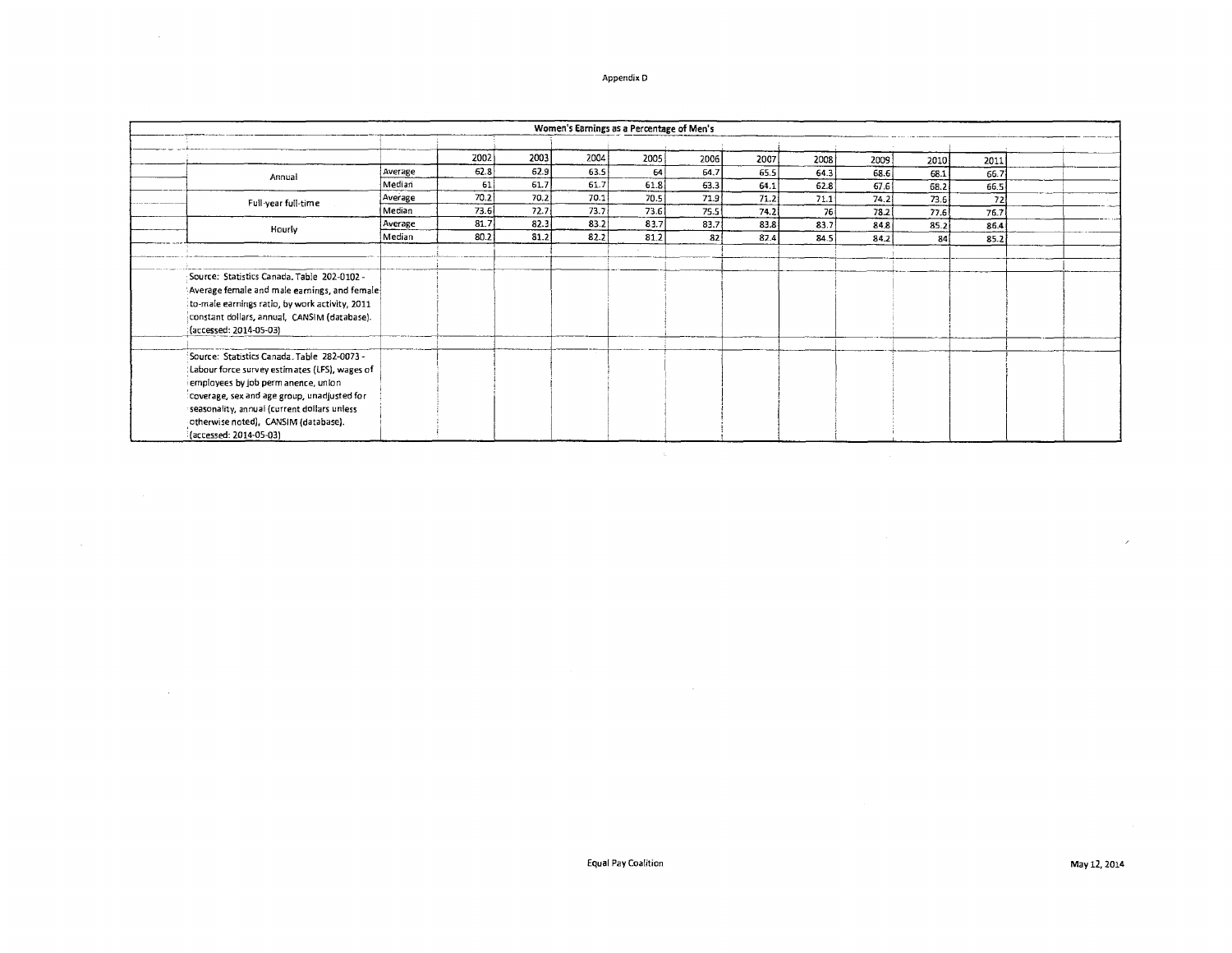Appendix D

| Women's Earnings as a Percentage of Men's | | 2002 | 2003 | 2004 | 2005 | 2006 | 2007 | 2008 | 2009 | 2010 | 2011 |
|---|---|---|---|---|---|---|---|---|---|---|---|
| Annual | Average | 62.8 | 62.9 | 63.5 | 64 | 64.7 | 65.5 | 64.3 | 68.6 | 68.1 | 66.7 |
| | Median | 61 | 61.7 | 61.7 | 61.8 | 63.3 | 64.1 | 62.8 | 67.6 | 68.2 | 66.5 |
| Full-year full-time | Average | 70.2 | 70.2 | 70.1 | 70.5 | 71.9 | 71.2 | 71.1 | 74.2 | 73.6 | 72 |
| | Median | 73.6 | 72.7 | 73.7 | 73.6 | 75.5 | 74.2 | 76 | 78.2 | 77.6 | 76.7 |
| Hourly | Average | 81.7 | 82.3 | 83.2 | 83.7 | 83.7 | 83.8 | 83.7 | 84.8 | 85.2 | 86.4 |
| | Median | 80.2 | 81.2 | 82.2 | 81.2 | 82 | 82.4 | 84.5 | 84.2 | 84 | 85.2 |

Source: Statistics Canada. Table 202-0102 - Average female and male earnings, and female-to-male earnings ratio, by work activity, 2011 constant dollars, annual, CANSIM (database). (accessed: 2014-05-03)

Source: Statistics Canada. Table 282-0073 - Labour force survey estimates (LFS), wages of employees by job permanence, union coverage, sex and age group, unadjusted for seasonality, annual (current dollars unless otherwise noted), CANSIM (database). (accessed: 2014-05-03)

Equal Pay Coalition

May 12, 2014